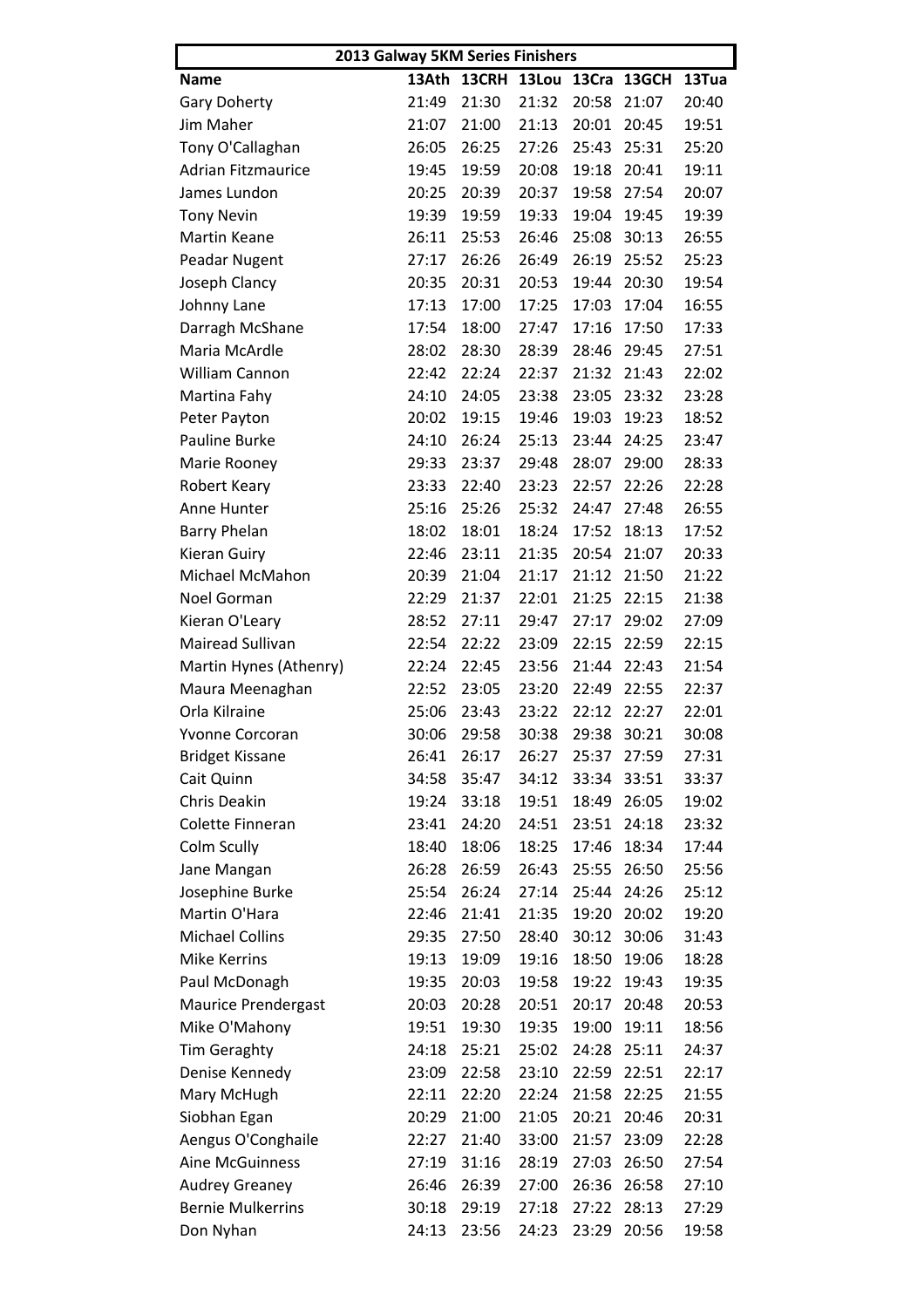| 2013 Galway 5KM Series Finishers | | | | | | |
|---|---|---|---|---|---|---|
| **Name** | **13Ath** | **13CRH** | **13Lou** | **13Cra** | **13GCH** | **13Tua** |
| Gary Doherty | 21:49 | 21:30 | 21:32 | 20:58 | 21:07 | 20:40 |
| Jim Maher | 21:07 | 21:00 | 21:13 | 20:01 | 20:45 | 19:51 |
| Tony O'Callaghan | 26:05 | 26:25 | 27:26 | 25:43 | 25:31 | 25:20 |
| Adrian Fitzmaurice | 19:45 | 19:59 | 20:08 | 19:18 | 20:41 | 19:11 |
| James Lundon | 20:25 | 20:39 | 20:37 | 19:58 | 27:54 | 20:07 |
| Tony Nevin | 19:39 | 19:59 | 19:33 | 19:04 | 19:45 | 19:39 |
| Martin Keane | 26:11 | 25:53 | 26:46 | 25:08 | 30:13 | 26:55 |
| Peadar Nugent | 27:17 | 26:26 | 26:49 | 26:19 | 25:52 | 25:23 |
| Joseph Clancy | 20:35 | 20:31 | 20:53 | 19:44 | 20:30 | 19:54 |
| Johnny Lane | 17:13 | 17:00 | 17:25 | 17:03 | 17:04 | 16:55 |
| Darragh McShane | 17:54 | 18:00 | 27:47 | 17:16 | 17:50 | 17:33 |
| Maria McArdle | 28:02 | 28:30 | 28:39 | 28:46 | 29:45 | 27:51 |
| William Cannon | 22:42 | 22:24 | 22:37 | 21:32 | 21:43 | 22:02 |
| Martina Fahy | 24:10 | 24:05 | 23:38 | 23:05 | 23:32 | 23:28 |
| Peter Payton | 20:02 | 19:15 | 19:46 | 19:03 | 19:23 | 18:52 |
| Pauline Burke | 24:10 | 26:24 | 25:13 | 23:44 | 24:25 | 23:47 |
| Marie Rooney | 29:33 | 23:37 | 29:48 | 28:07 | 29:00 | 28:33 |
| Robert Keary | 23:33 | 22:40 | 23:23 | 22:57 | 22:26 | 22:28 |
| Anne Hunter | 25:16 | 25:26 | 25:32 | 24:47 | 27:48 | 26:55 |
| Barry Phelan | 18:02 | 18:01 | 18:24 | 17:52 | 18:13 | 17:52 |
| Kieran Guiry | 22:46 | 23:11 | 21:35 | 20:54 | 21:07 | 20:33 |
| Michael McMahon | 20:39 | 21:04 | 21:17 | 21:12 | 21:50 | 21:22 |
| Noel Gorman | 22:29 | 21:37 | 22:01 | 21:25 | 22:15 | 21:38 |
| Kieran O'Leary | 28:52 | 27:11 | 29:47 | 27:17 | 29:02 | 27:09 |
| Mairead Sullivan | 22:54 | 22:22 | 23:09 | 22:15 | 22:59 | 22:15 |
| Martin Hynes (Athenry) | 22:24 | 22:45 | 23:56 | 21:44 | 22:43 | 21:54 |
| Maura Meenaghan | 22:52 | 23:05 | 23:20 | 22:49 | 22:55 | 22:37 |
| Orla Kilraine | 25:06 | 23:43 | 23:22 | 22:12 | 22:27 | 22:01 |
| Yvonne Corcoran | 30:06 | 29:58 | 30:38 | 29:38 | 30:21 | 30:08 |
| Bridget Kissane | 26:41 | 26:17 | 26:27 | 25:37 | 27:59 | 27:31 |
| Cait Quinn | 34:58 | 35:47 | 34:12 | 33:34 | 33:51 | 33:37 |
| Chris Deakin | 19:24 | 33:18 | 19:51 | 18:49 | 26:05 | 19:02 |
| Colette Finneran | 23:41 | 24:20 | 24:51 | 23:51 | 24:18 | 23:32 |
| Colm Scully | 18:40 | 18:06 | 18:25 | 17:46 | 18:34 | 17:44 |
| Jane Mangan | 26:28 | 26:59 | 26:43 | 25:55 | 26:50 | 25:56 |
| Josephine Burke | 25:54 | 26:24 | 27:14 | 25:44 | 24:26 | 25:12 |
| Martin O'Hara | 22:46 | 21:41 | 21:35 | 19:20 | 20:02 | 19:20 |
| Michael Collins | 29:35 | 27:50 | 28:40 | 30:12 | 30:06 | 31:43 |
| Mike Kerrins | 19:13 | 19:09 | 19:16 | 18:50 | 19:06 | 18:28 |
| Paul McDonagh | 19:35 | 20:03 | 19:58 | 19:22 | 19:43 | 19:35 |
| Maurice Prendergast | 20:03 | 20:28 | 20:51 | 20:17 | 20:48 | 20:53 |
| Mike O'Mahony | 19:51 | 19:30 | 19:35 | 19:00 | 19:11 | 18:56 |
| Tim Geraghty | 24:18 | 25:21 | 25:02 | 24:28 | 25:11 | 24:37 |
| Denise Kennedy | 23:09 | 22:58 | 23:10 | 22:59 | 22:51 | 22:17 |
| Mary McHugh | 22:11 | 22:20 | 22:24 | 21:58 | 22:25 | 21:55 |
| Siobhan Egan | 20:29 | 21:00 | 21:05 | 20:21 | 20:46 | 20:31 |
| Aengus O'Conghaile | 22:27 | 21:40 | 33:00 | 21:57 | 23:09 | 22:28 |
| Aine McGuinness | 27:19 | 31:16 | 28:19 | 27:03 | 26:50 | 27:54 |
| Audrey Greaney | 26:46 | 26:39 | 27:00 | 26:36 | 26:58 | 27:10 |
| Bernie Mulkerrins | 30:18 | 29:19 | 27:18 | 27:22 | 28:13 | 27:29 |
| Don Nyhan | 24:13 | 23:56 | 24:23 | 23:29 | 20:56 | 19:58 |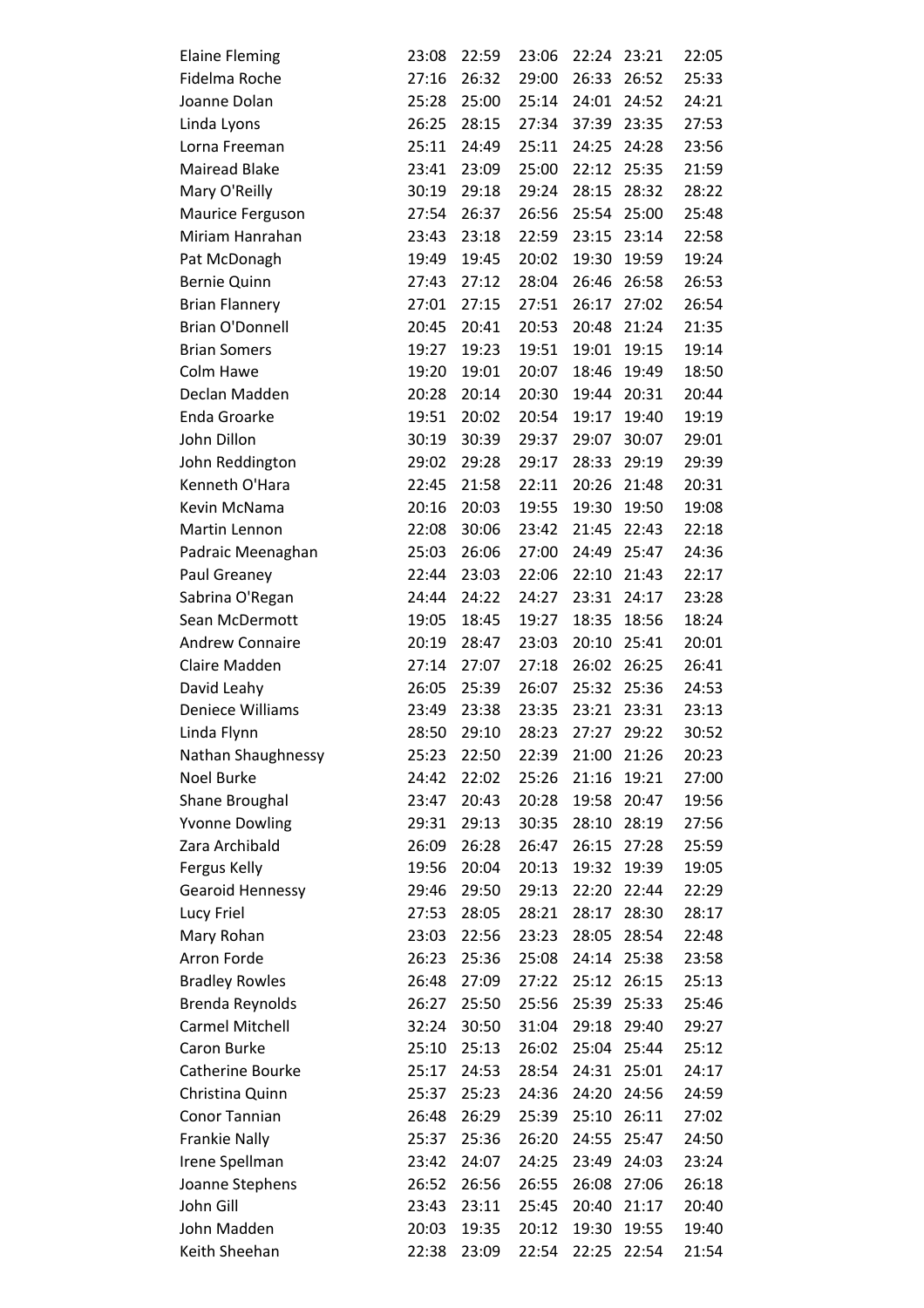| | | | | | | |
|---|---|---|---|---|---|---|
| Elaine Fleming | 23:08 | 22:59 | 23:06 | 22:24 | 23:21 | 22:05 |
| Fidelma Roche | 27:16 | 26:32 | 29:00 | 26:33 | 26:52 | 25:33 |
| Joanne Dolan | 25:28 | 25:00 | 25:14 | 24:01 | 24:52 | 24:21 |
| Linda Lyons | 26:25 | 28:15 | 27:34 | 37:39 | 23:35 | 27:53 |
| Lorna Freeman | 25:11 | 24:49 | 25:11 | 24:25 | 24:28 | 23:56 |
| Mairead Blake | 23:41 | 23:09 | 25:00 | 22:12 | 25:35 | 21:59 |
| Mary O'Reilly | 30:19 | 29:18 | 29:24 | 28:15 | 28:32 | 28:22 |
| Maurice Ferguson | 27:54 | 26:37 | 26:56 | 25:54 | 25:00 | 25:48 |
| Miriam Hanrahan | 23:43 | 23:18 | 22:59 | 23:15 | 23:14 | 22:58 |
| Pat McDonagh | 19:49 | 19:45 | 20:02 | 19:30 | 19:59 | 19:24 |
| Bernie Quinn | 27:43 | 27:12 | 28:04 | 26:46 | 26:58 | 26:53 |
| Brian Flannery | 27:01 | 27:15 | 27:51 | 26:17 | 27:02 | 26:54 |
| Brian O'Donnell | 20:45 | 20:41 | 20:53 | 20:48 | 21:24 | 21:35 |
| Brian Somers | 19:27 | 19:23 | 19:51 | 19:01 | 19:15 | 19:14 |
| Colm Hawe | 19:20 | 19:01 | 20:07 | 18:46 | 19:49 | 18:50 |
| Declan Madden | 20:28 | 20:14 | 20:30 | 19:44 | 20:31 | 20:44 |
| Enda Groarke | 19:51 | 20:02 | 20:54 | 19:17 | 19:40 | 19:19 |
| John Dillon | 30:19 | 30:39 | 29:37 | 29:07 | 30:07 | 29:01 |
| John Reddington | 29:02 | 29:28 | 29:17 | 28:33 | 29:19 | 29:39 |
| Kenneth O'Hara | 22:45 | 21:58 | 22:11 | 20:26 | 21:48 | 20:31 |
| Kevin McNama | 20:16 | 20:03 | 19:55 | 19:30 | 19:50 | 19:08 |
| Martin Lennon | 22:08 | 30:06 | 23:42 | 21:45 | 22:43 | 22:18 |
| Padraic Meenaghan | 25:03 | 26:06 | 27:00 | 24:49 | 25:47 | 24:36 |
| Paul Greaney | 22:44 | 23:03 | 22:06 | 22:10 | 21:43 | 22:17 |
| Sabrina O'Regan | 24:44 | 24:22 | 24:27 | 23:31 | 24:17 | 23:28 |
| Sean McDermott | 19:05 | 18:45 | 19:27 | 18:35 | 18:56 | 18:24 |
| Andrew Connaire | 20:19 | 28:47 | 23:03 | 20:10 | 25:41 | 20:01 |
| Claire Madden | 27:14 | 27:07 | 27:18 | 26:02 | 26:25 | 26:41 |
| David Leahy | 26:05 | 25:39 | 26:07 | 25:32 | 25:36 | 24:53 |
| Deniece Williams | 23:49 | 23:38 | 23:35 | 23:21 | 23:31 | 23:13 |
| Linda Flynn | 28:50 | 29:10 | 28:23 | 27:27 | 29:22 | 30:52 |
| Nathan Shaughnessy | 25:23 | 22:50 | 22:39 | 21:00 | 21:26 | 20:23 |
| Noel Burke | 24:42 | 22:02 | 25:26 | 21:16 | 19:21 | 27:00 |
| Shane Broughal | 23:47 | 20:43 | 20:28 | 19:58 | 20:47 | 19:56 |
| Yvonne Dowling | 29:31 | 29:13 | 30:35 | 28:10 | 28:19 | 27:56 |
| Zara Archibald | 26:09 | 26:28 | 26:47 | 26:15 | 27:28 | 25:59 |
| Fergus Kelly | 19:56 | 20:04 | 20:13 | 19:32 | 19:39 | 19:05 |
| Gearoid Hennessy | 29:46 | 29:50 | 29:13 | 22:20 | 22:44 | 22:29 |
| Lucy Friel | 27:53 | 28:05 | 28:21 | 28:17 | 28:30 | 28:17 |
| Mary Rohan | 23:03 | 22:56 | 23:23 | 28:05 | 28:54 | 22:48 |
| Arron Forde | 26:23 | 25:36 | 25:08 | 24:14 | 25:38 | 23:58 |
| Bradley Rowles | 26:48 | 27:09 | 27:22 | 25:12 | 26:15 | 25:13 |
| Brenda Reynolds | 26:27 | 25:50 | 25:56 | 25:39 | 25:33 | 25:46 |
| Carmel Mitchell | 32:24 | 30:50 | 31:04 | 29:18 | 29:40 | 29:27 |
| Caron Burke | 25:10 | 25:13 | 26:02 | 25:04 | 25:44 | 25:12 |
| Catherine Bourke | 25:17 | 24:53 | 28:54 | 24:31 | 25:01 | 24:17 |
| Christina Quinn | 25:37 | 25:23 | 24:36 | 24:20 | 24:56 | 24:59 |
| Conor Tannian | 26:48 | 26:29 | 25:39 | 25:10 | 26:11 | 27:02 |
| Frankie Nally | 25:37 | 25:36 | 26:20 | 24:55 | 25:47 | 24:50 |
| Irene Spellman | 23:42 | 24:07 | 24:25 | 23:49 | 24:03 | 23:24 |
| Joanne Stephens | 26:52 | 26:56 | 26:55 | 26:08 | 27:06 | 26:18 |
| John Gill | 23:43 | 23:11 | 25:45 | 20:40 | 21:17 | 20:40 |
| John Madden | 20:03 | 19:35 | 20:12 | 19:30 | 19:55 | 19:40 |
| Keith Sheehan | 22:38 | 23:09 | 22:54 | 22:25 | 22:54 | 21:54 |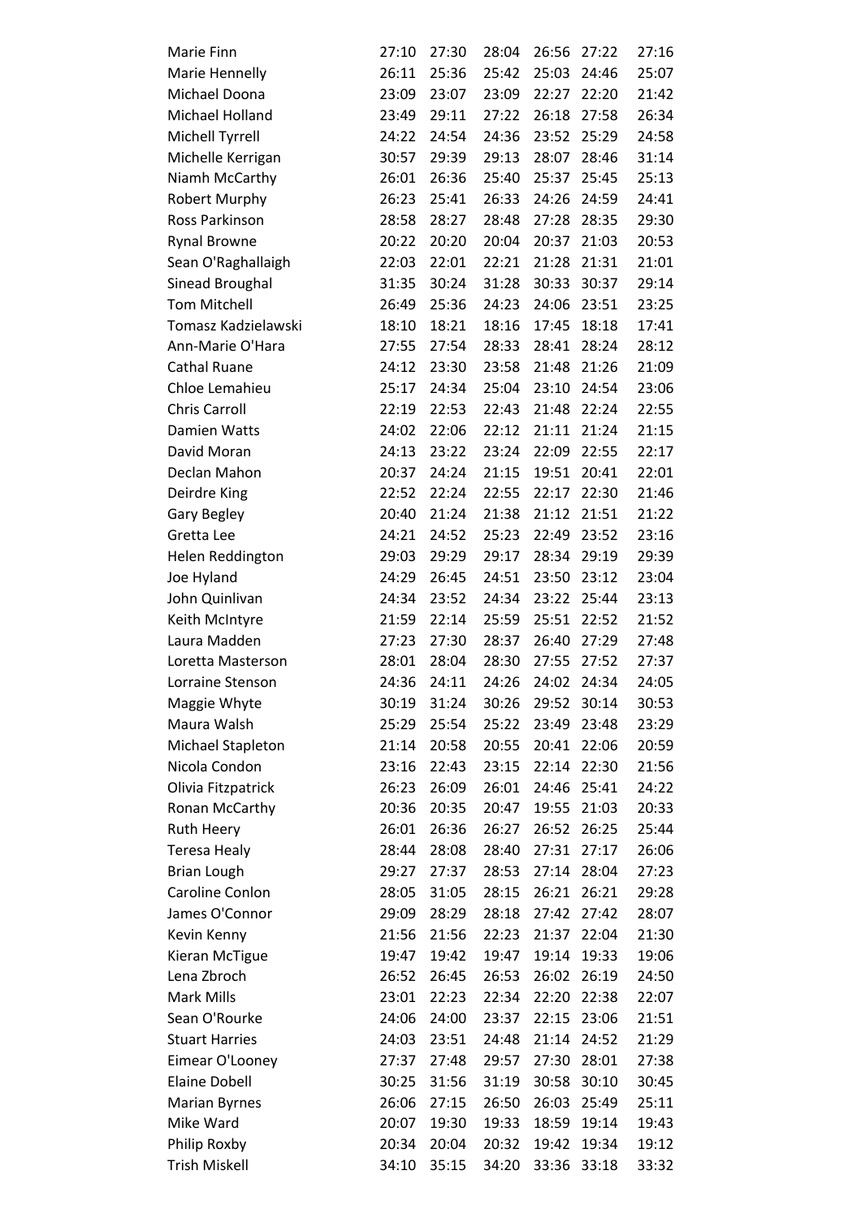| | | | | | | |
|---|---|---|---|---|---|---|
| Marie Finn | 27:10 | 27:30 | 28:04 | 26:56 | 27:22 | 27:16 |
| Marie Hennelly | 26:11 | 25:36 | 25:42 | 25:03 | 24:46 | 25:07 |
| Michael Doona | 23:09 | 23:07 | 23:09 | 22:27 | 22:20 | 21:42 |
| Michael Holland | 23:49 | 29:11 | 27:22 | 26:18 | 27:58 | 26:34 |
| Michell Tyrrell | 24:22 | 24:54 | 24:36 | 23:52 | 25:29 | 24:58 |
| Michelle Kerrigan | 30:57 | 29:39 | 29:13 | 28:07 | 28:46 | 31:14 |
| Niamh McCarthy | 26:01 | 26:36 | 25:40 | 25:37 | 25:45 | 25:13 |
| Robert Murphy | 26:23 | 25:41 | 26:33 | 24:26 | 24:59 | 24:41 |
| Ross Parkinson | 28:58 | 28:27 | 28:48 | 27:28 | 28:35 | 29:30 |
| Rynal Browne | 20:22 | 20:20 | 20:04 | 20:37 | 21:03 | 20:53 |
| Sean O'Raghallaigh | 22:03 | 22:01 | 22:21 | 21:28 | 21:31 | 21:01 |
| Sinead Broughal | 31:35 | 30:24 | 31:28 | 30:33 | 30:37 | 29:14 |
| Tom Mitchell | 26:49 | 25:36 | 24:23 | 24:06 | 23:51 | 23:25 |
| Tomasz Kadzielawski | 18:10 | 18:21 | 18:16 | 17:45 | 18:18 | 17:41 |
| Ann-Marie O'Hara | 27:55 | 27:54 | 28:33 | 28:41 | 28:24 | 28:12 |
| Cathal Ruane | 24:12 | 23:30 | 23:58 | 21:48 | 21:26 | 21:09 |
| Chloe Lemahieu | 25:17 | 24:34 | 25:04 | 23:10 | 24:54 | 23:06 |
| Chris Carroll | 22:19 | 22:53 | 22:43 | 21:48 | 22:24 | 22:55 |
| Damien Watts | 24:02 | 22:06 | 22:12 | 21:11 | 21:24 | 21:15 |
| David Moran | 24:13 | 23:22 | 23:24 | 22:09 | 22:55 | 22:17 |
| Declan Mahon | 20:37 | 24:24 | 21:15 | 19:51 | 20:41 | 22:01 |
| Deirdre King | 22:52 | 22:24 | 22:55 | 22:17 | 22:30 | 21:46 |
| Gary Begley | 20:40 | 21:24 | 21:38 | 21:12 | 21:51 | 21:22 |
| Gretta Lee | 24:21 | 24:52 | 25:23 | 22:49 | 23:52 | 23:16 |
| Helen Reddington | 29:03 | 29:29 | 29:17 | 28:34 | 29:19 | 29:39 |
| Joe Hyland | 24:29 | 26:45 | 24:51 | 23:50 | 23:12 | 23:04 |
| John Quinlivan | 24:34 | 23:52 | 24:34 | 23:22 | 25:44 | 23:13 |
| Keith McIntyre | 21:59 | 22:14 | 25:59 | 25:51 | 22:52 | 21:52 |
| Laura Madden | 27:23 | 27:30 | 28:37 | 26:40 | 27:29 | 27:48 |
| Loretta Masterson | 28:01 | 28:04 | 28:30 | 27:55 | 27:52 | 27:37 |
| Lorraine Stenson | 24:36 | 24:11 | 24:26 | 24:02 | 24:34 | 24:05 |
| Maggie Whyte | 30:19 | 31:24 | 30:26 | 29:52 | 30:14 | 30:53 |
| Maura Walsh | 25:29 | 25:54 | 25:22 | 23:49 | 23:48 | 23:29 |
| Michael Stapleton | 21:14 | 20:58 | 20:55 | 20:41 | 22:06 | 20:59 |
| Nicola Condon | 23:16 | 22:43 | 23:15 | 22:14 | 22:30 | 21:56 |
| Olivia Fitzpatrick | 26:23 | 26:09 | 26:01 | 24:46 | 25:41 | 24:22 |
| Ronan McCarthy | 20:36 | 20:35 | 20:47 | 19:55 | 21:03 | 20:33 |
| Ruth Heery | 26:01 | 26:36 | 26:27 | 26:52 | 26:25 | 25:44 |
| Teresa Healy | 28:44 | 28:08 | 28:40 | 27:31 | 27:17 | 26:06 |
| Brian Lough | 29:27 | 27:37 | 28:53 | 27:14 | 28:04 | 27:23 |
| Caroline Conlon | 28:05 | 31:05 | 28:15 | 26:21 | 26:21 | 29:28 |
| James O'Connor | 29:09 | 28:29 | 28:18 | 27:42 | 27:42 | 28:07 |
| Kevin Kenny | 21:56 | 21:56 | 22:23 | 21:37 | 22:04 | 21:30 |
| Kieran McTigue | 19:47 | 19:42 | 19:47 | 19:14 | 19:33 | 19:06 |
| Lena Zbroch | 26:52 | 26:45 | 26:53 | 26:02 | 26:19 | 24:50 |
| Mark Mills | 23:01 | 22:23 | 22:34 | 22:20 | 22:38 | 22:07 |
| Sean O'Rourke | 24:06 | 24:00 | 23:37 | 22:15 | 23:06 | 21:51 |
| Stuart Harries | 24:03 | 23:51 | 24:48 | 21:14 | 24:52 | 21:29 |
| Eimear O'Looney | 27:37 | 27:48 | 29:57 | 27:30 | 28:01 | 27:38 |
| Elaine Dobell | 30:25 | 31:56 | 31:19 | 30:58 | 30:10 | 30:45 |
| Marian Byrnes | 26:06 | 27:15 | 26:50 | 26:03 | 25:49 | 25:11 |
| Mike Ward | 20:07 | 19:30 | 19:33 | 18:59 | 19:14 | 19:43 |
| Philip Roxby | 20:34 | 20:04 | 20:32 | 19:42 | 19:34 | 19:12 |
| Trish Miskell | 34:10 | 35:15 | 34:20 | 33:36 | 33:18 | 33:32 |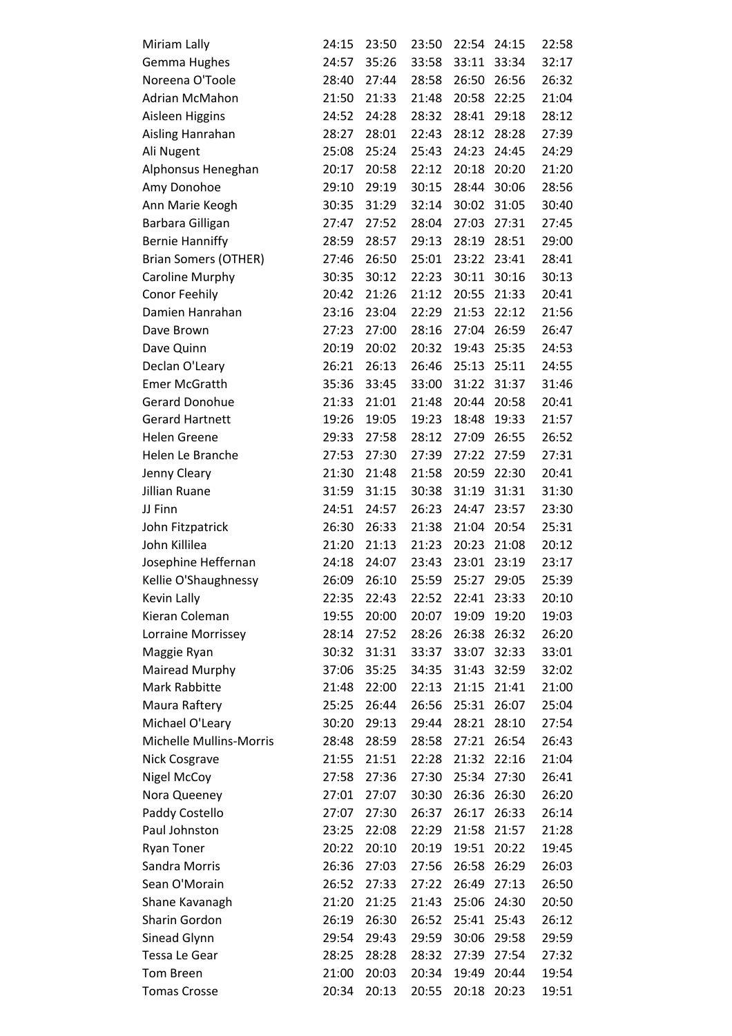| | | | | | | |
|---|---|---|---|---|---|---|
| Miriam Lally | 24:15 | 23:50 | 23:50 | 22:54 | 24:15 | 22:58 |
| Gemma Hughes | 24:57 | 35:26 | 33:58 | 33:11 | 33:34 | 32:17 |
| Noreena O'Toole | 28:40 | 27:44 | 28:58 | 26:50 | 26:56 | 26:32 |
| Adrian McMahon | 21:50 | 21:33 | 21:48 | 20:58 | 22:25 | 21:04 |
| Aisleen Higgins | 24:52 | 24:28 | 28:32 | 28:41 | 29:18 | 28:12 |
| Aisling Hanrahan | 28:27 | 28:01 | 22:43 | 28:12 | 28:28 | 27:39 |
| Ali Nugent | 25:08 | 25:24 | 25:43 | 24:23 | 24:45 | 24:29 |
| Alphonsus Heneghan | 20:17 | 20:58 | 22:12 | 20:18 | 20:20 | 21:20 |
| Amy Donohoe | 29:10 | 29:19 | 30:15 | 28:44 | 30:06 | 28:56 |
| Ann Marie Keogh | 30:35 | 31:29 | 32:14 | 30:02 | 31:05 | 30:40 |
| Barbara Gilligan | 27:47 | 27:52 | 28:04 | 27:03 | 27:31 | 27:45 |
| Bernie Hanniffy | 28:59 | 28:57 | 29:13 | 28:19 | 28:51 | 29:00 |
| Brian Somers (OTHER) | 27:46 | 26:50 | 25:01 | 23:22 | 23:41 | 28:41 |
| Caroline Murphy | 30:35 | 30:12 | 22:23 | 30:11 | 30:16 | 30:13 |
| Conor Feehily | 20:42 | 21:26 | 21:12 | 20:55 | 21:33 | 20:41 |
| Damien Hanrahan | 23:16 | 23:04 | 22:29 | 21:53 | 22:12 | 21:56 |
| Dave Brown | 27:23 | 27:00 | 28:16 | 27:04 | 26:59 | 26:47 |
| Dave Quinn | 20:19 | 20:02 | 20:32 | 19:43 | 25:35 | 24:53 |
| Declan O'Leary | 26:21 | 26:13 | 26:46 | 25:13 | 25:11 | 24:55 |
| Emer McGratth | 35:36 | 33:45 | 33:00 | 31:22 | 31:37 | 31:46 |
| Gerard Donohue | 21:33 | 21:01 | 21:48 | 20:44 | 20:58 | 20:41 |
| Gerard Hartnett | 19:26 | 19:05 | 19:23 | 18:48 | 19:33 | 21:57 |
| Helen Greene | 29:33 | 27:58 | 28:12 | 27:09 | 26:55 | 26:52 |
| Helen Le Branche | 27:53 | 27:30 | 27:39 | 27:22 | 27:59 | 27:31 |
| Jenny Cleary | 21:30 | 21:48 | 21:58 | 20:59 | 22:30 | 20:41 |
| Jillian Ruane | 31:59 | 31:15 | 30:38 | 31:19 | 31:31 | 31:30 |
| JJ Finn | 24:51 | 24:57 | 26:23 | 24:47 | 23:57 | 23:30 |
| John Fitzpatrick | 26:30 | 26:33 | 21:38 | 21:04 | 20:54 | 25:31 |
| John Killilea | 21:20 | 21:13 | 21:23 | 20:23 | 21:08 | 20:12 |
| Josephine Heffernan | 24:18 | 24:07 | 23:43 | 23:01 | 23:19 | 23:17 |
| Kellie O'Shaughnessy | 26:09 | 26:10 | 25:59 | 25:27 | 29:05 | 25:39 |
| Kevin Lally | 22:35 | 22:43 | 22:52 | 22:41 | 23:33 | 20:10 |
| Kieran Coleman | 19:55 | 20:00 | 20:07 | 19:09 | 19:20 | 19:03 |
| Lorraine Morrissey | 28:14 | 27:52 | 28:26 | 26:38 | 26:32 | 26:20 |
| Maggie Ryan | 30:32 | 31:31 | 33:37 | 33:07 | 32:33 | 33:01 |
| Mairead Murphy | 37:06 | 35:25 | 34:35 | 31:43 | 32:59 | 32:02 |
| Mark Rabbitte | 21:48 | 22:00 | 22:13 | 21:15 | 21:41 | 21:00 |
| Maura Raftery | 25:25 | 26:44 | 26:56 | 25:31 | 26:07 | 25:04 |
| Michael O'Leary | 30:20 | 29:13 | 29:44 | 28:21 | 28:10 | 27:54 |
| Michelle Mullins-Morris | 28:48 | 28:59 | 28:58 | 27:21 | 26:54 | 26:43 |
| Nick Cosgrave | 21:55 | 21:51 | 22:28 | 21:32 | 22:16 | 21:04 |
| Nigel McCoy | 27:58 | 27:36 | 27:30 | 25:34 | 27:30 | 26:41 |
| Nora Queeney | 27:01 | 27:07 | 30:30 | 26:36 | 26:30 | 26:20 |
| Paddy Costello | 27:07 | 27:30 | 26:37 | 26:17 | 26:33 | 26:14 |
| Paul Johnston | 23:25 | 22:08 | 22:29 | 21:58 | 21:57 | 21:28 |
| Ryan Toner | 20:22 | 20:10 | 20:19 | 19:51 | 20:22 | 19:45 |
| Sandra Morris | 26:36 | 27:03 | 27:56 | 26:58 | 26:29 | 26:03 |
| Sean O'Morain | 26:52 | 27:33 | 27:22 | 26:49 | 27:13 | 26:50 |
| Shane Kavanagh | 21:20 | 21:25 | 21:43 | 25:06 | 24:30 | 20:50 |
| Sharin Gordon | 26:19 | 26:30 | 26:52 | 25:41 | 25:43 | 26:12 |
| Sinead Glynn | 29:54 | 29:43 | 29:59 | 30:06 | 29:58 | 29:59 |
| Tessa Le Gear | 28:25 | 28:28 | 28:32 | 27:39 | 27:54 | 27:32 |
| Tom Breen | 21:00 | 20:03 | 20:34 | 19:49 | 20:44 | 19:54 |
| Tomas Crosse | 20:34 | 20:13 | 20:55 | 20:18 | 20:23 | 19:51 |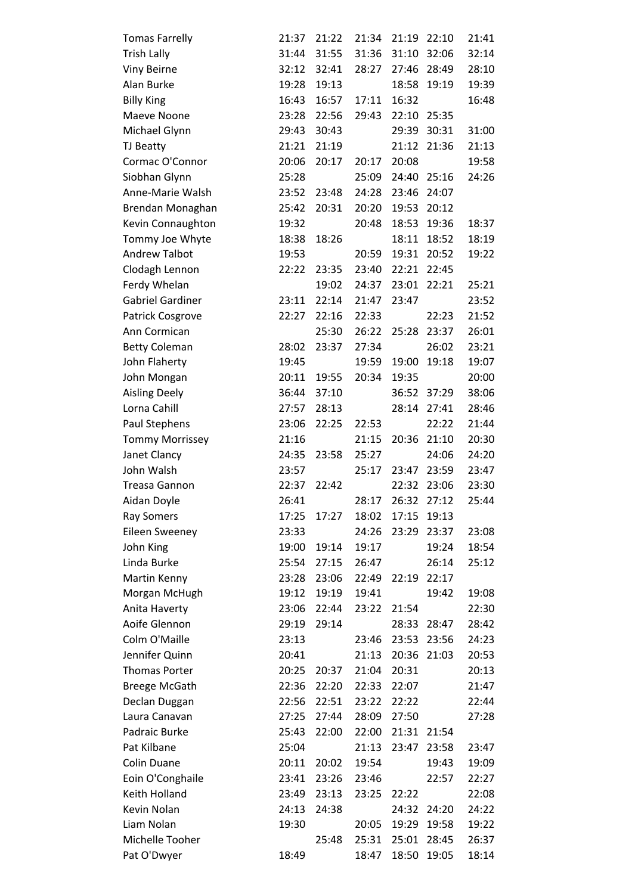| | | | | | | |
|---|---|---|---|---|---|---|
| Tomas Farrelly | 21:37 | 21:22 | 21:34 | 21:19 | 22:10 | 21:41 |
| Trish Lally | 31:44 | 31:55 | 31:36 | 31:10 | 32:06 | 32:14 |
| Viny Beirne | 32:12 | 32:41 | 28:27 | 27:46 | 28:49 | 28:10 |
| Alan Burke | 19:28 | 19:13 | | 18:58 | 19:19 | 19:39 |
| Billy King | 16:43 | 16:57 | 17:11 | 16:32 | | 16:48 |
| Maeve Noone | 23:28 | 22:56 | 29:43 | 22:10 | 25:35 | |
| Michael Glynn | 29:43 | 30:43 | | 29:39 | 30:31 | 31:00 |
| TJ Beatty | 21:21 | 21:19 | | 21:12 | 21:36 | 21:13 |
| Cormac O'Connor | 20:06 | 20:17 | 20:17 | 20:08 | | 19:58 |
| Siobhan Glynn | 25:28 | | 25:09 | 24:40 | 25:16 | 24:26 |
| Anne-Marie Walsh | 23:52 | 23:48 | 24:28 | 23:46 | 24:07 | |
| Brendan Monaghan | 25:42 | 20:31 | 20:20 | 19:53 | 20:12 | |
| Kevin Connaughton | 19:32 | | 20:48 | 18:53 | 19:36 | 18:37 |
| Tommy Joe Whyte | 18:38 | 18:26 | | 18:11 | 18:52 | 18:19 |
| Andrew Talbot | 19:53 | | 20:59 | 19:31 | 20:52 | 19:22 |
| Clodagh Lennon | 22:22 | 23:35 | 23:40 | 22:21 | 22:45 | |
| Ferdy Whelan | | 19:02 | 24:37 | 23:01 | 22:21 | 25:21 |
| Gabriel Gardiner | 23:11 | 22:14 | 21:47 | 23:47 | | 23:52 |
| Patrick Cosgrove | 22:27 | 22:16 | 22:33 | | 22:23 | 21:52 |
| Ann Cormican | | 25:30 | 26:22 | 25:28 | 23:37 | 26:01 |
| Betty Coleman | 28:02 | 23:37 | 27:34 | | 26:02 | 23:21 |
| John Flaherty | 19:45 | | 19:59 | 19:00 | 19:18 | 19:07 |
| John Mongan | 20:11 | 19:55 | 20:34 | 19:35 | | 20:00 |
| Aisling Deely | 36:44 | 37:10 | | 36:52 | 37:29 | 38:06 |
| Lorna Cahill | 27:57 | 28:13 | | 28:14 | 27:41 | 28:46 |
| Paul Stephens | 23:06 | 22:25 | 22:53 | | 22:22 | 21:44 |
| Tommy Morrissey | 21:16 | | 21:15 | 20:36 | 21:10 | 20:30 |
| Janet Clancy | 24:35 | 23:58 | 25:27 | | 24:06 | 24:20 |
| John Walsh | 23:57 | | 25:17 | 23:47 | 23:59 | 23:47 |
| Treasa Gannon | 22:37 | 22:42 | | 22:32 | 23:06 | 23:30 |
| Aidan Doyle | 26:41 | | 28:17 | 26:32 | 27:12 | 25:44 |
| Ray Somers | 17:25 | 17:27 | 18:02 | 17:15 | 19:13 | |
| Eileen Sweeney | 23:33 | | 24:26 | 23:29 | 23:37 | 23:08 |
| John King | 19:00 | 19:14 | 19:17 | | 19:24 | 18:54 |
| Linda Burke | 25:54 | 27:15 | 26:47 | | 26:14 | 25:12 |
| Martin Kenny | 23:28 | 23:06 | 22:49 | 22:19 | 22:17 | |
| Morgan McHugh | 19:12 | 19:19 | 19:41 | | 19:42 | 19:08 |
| Anita Haverty | 23:06 | 22:44 | 23:22 | 21:54 | | 22:30 |
| Aoife Glennon | 29:19 | 29:14 | | 28:33 | 28:47 | 28:42 |
| Colm O'Maille | 23:13 | | 23:46 | 23:53 | 23:56 | 24:23 |
| Jennifer Quinn | 20:41 | | 21:13 | 20:36 | 21:03 | 20:53 |
| Thomas Porter | 20:25 | 20:37 | 21:04 | 20:31 | | 20:13 |
| Breege McGath | 22:36 | 22:20 | 22:33 | 22:07 | | 21:47 |
| Declan Duggan | 22:56 | 22:51 | 23:22 | 22:22 | | 22:44 |
| Laura Canavan | 27:25 | 27:44 | 28:09 | 27:50 | | 27:28 |
| Padraic Burke | 25:43 | 22:00 | 22:00 | 21:31 | 21:54 | |
| Pat Kilbane | 25:04 | | 21:13 | 23:47 | 23:58 | 23:47 |
| Colin Duane | 20:11 | 20:02 | 19:54 | | 19:43 | 19:09 |
| Eoin O'Conghaile | 23:41 | 23:26 | 23:46 | | 22:57 | 22:27 |
| Keith Holland | 23:49 | 23:13 | 23:25 | 22:22 | | 22:08 |
| Kevin Nolan | 24:13 | 24:38 | | 24:32 | 24:20 | 24:22 |
| Liam Nolan | 19:30 | | 20:05 | 19:29 | 19:58 | 19:22 |
| Michelle Tooher | | 25:48 | 25:31 | 25:01 | 28:45 | 26:37 |
| Pat O'Dwyer | 18:49 | | 18:47 | 18:50 | 19:05 | 18:14 |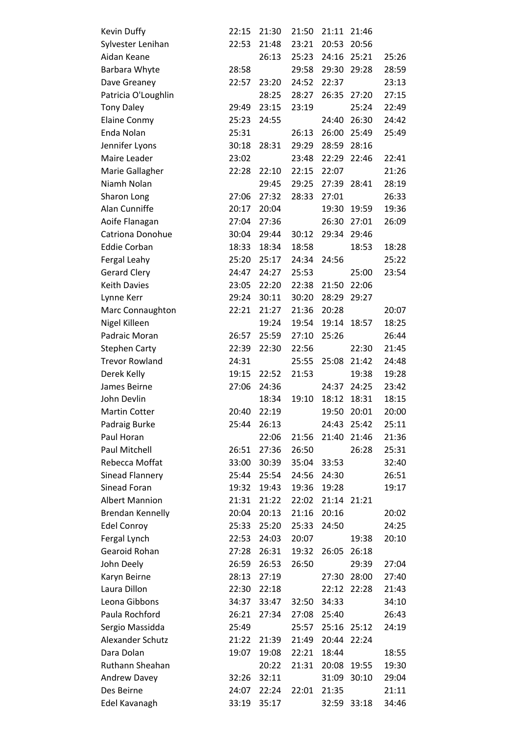| | | | | | | |
|---|---|---|---|---|---|---|
| Kevin Duffy | 22:15 | 21:30 | 21:50 | 21:11 | 21:46 | |
| Sylvester Lenihan | 22:53 | 21:48 | 23:21 | 20:53 | 20:56 | |
| Aidan Keane | | 26:13 | 25:23 | 24:16 | 25:21 | 25:26 |
| Barbara Whyte | 28:58 | | 29:58 | 29:30 | 29:28 | 28:59 |
| Dave Greaney | 22:57 | 23:20 | 24:52 | 22:37 | | 23:13 |
| Patricia O'Loughlin | | 28:25 | 28:27 | 26:35 | 27:20 | 27:15 |
| Tony Daley | 29:49 | 23:15 | 23:19 | | 25:24 | 22:49 |
| Elaine Conmy | 25:23 | 24:55 | | 24:40 | 26:30 | 24:42 |
| Enda Nolan | 25:31 | | 26:13 | 26:00 | 25:49 | 25:49 |
| Jennifer Lyons | 30:18 | 28:31 | 29:29 | 28:59 | 28:16 | |
| Maire Leader | 23:02 | | 23:48 | 22:29 | 22:46 | 22:41 |
| Marie Gallagher | 22:28 | 22:10 | 22:15 | 22:07 | | 21:26 |
| Niamh Nolan | | 29:45 | 29:25 | 27:39 | 28:41 | 28:19 |
| Sharon Long | 27:06 | 27:32 | 28:33 | 27:01 | | 26:33 |
| Alan Cunniffe | 20:17 | 20:04 | | 19:30 | 19:59 | 19:36 |
| Aoife Flanagan | 27:04 | 27:36 | | 26:30 | 27:01 | 26:09 |
| Catriona Donohue | 30:04 | 29:44 | 30:12 | 29:34 | 29:46 | |
| Eddie Corban | 18:33 | 18:34 | 18:58 | | 18:53 | 18:28 |
| Fergal Leahy | 25:20 | 25:17 | 24:34 | 24:56 | | 25:22 |
| Gerard Clery | 24:47 | 24:27 | 25:53 | | 25:00 | 23:54 |
| Keith Davies | 23:05 | 22:20 | 22:38 | 21:50 | 22:06 | |
| Lynne Kerr | 29:24 | 30:11 | 30:20 | 28:29 | 29:27 | |
| Marc Connaughton | 22:21 | 21:27 | 21:36 | 20:28 | | 20:07 |
| Nigel Killeen | | 19:24 | 19:54 | 19:14 | 18:57 | 18:25 |
| Padraic Moran | 26:57 | 25:59 | 27:10 | 25:26 | | 26:44 |
| Stephen Carty | 22:39 | 22:30 | 22:56 | | 22:30 | 21:45 |
| Trevor Rowland | 24:31 | | 25:55 | 25:08 | 21:42 | 24:48 |
| Derek Kelly | 19:15 | 22:52 | 21:53 | | 19:38 | 19:28 |
| James Beirne | 27:06 | 24:36 | | 24:37 | 24:25 | 23:42 |
| John Devlin | | 18:34 | 19:10 | 18:12 | 18:31 | 18:15 |
| Martin Cotter | 20:40 | 22:19 | | 19:50 | 20:01 | 20:00 |
| Padraig Burke | 25:44 | 26:13 | | 24:43 | 25:42 | 25:11 |
| Paul Horan | | 22:06 | 21:56 | 21:40 | 21:46 | 21:36 |
| Paul Mitchell | 26:51 | 27:36 | 26:50 | | 26:28 | 25:31 |
| Rebecca Moffat | 33:00 | 30:39 | 35:04 | 33:53 | | 32:40 |
| Sinead Flannery | 25:44 | 25:54 | 24:56 | 24:30 | | 26:51 |
| Sinead Foran | 19:32 | 19:43 | 19:36 | 19:28 | | 19:17 |
| Albert Mannion | 21:31 | 21:22 | 22:02 | 21:14 | 21:21 | |
| Brendan Kennelly | 20:04 | 20:13 | 21:16 | 20:16 | | 20:02 |
| Edel Conroy | 25:33 | 25:20 | 25:33 | 24:50 | | 24:25 |
| Fergal Lynch | 22:53 | 24:03 | 20:07 | | 19:38 | 20:10 |
| Gearoid Rohan | 27:28 | 26:31 | 19:32 | 26:05 | 26:18 | |
| John Deely | 26:59 | 26:53 | 26:50 | | 29:39 | 27:04 |
| Karyn Beirne | 28:13 | 27:19 | | 27:30 | 28:00 | 27:40 |
| Laura Dillon | 22:30 | 22:18 | | 22:12 | 22:28 | 21:43 |
| Leona Gibbons | 34:37 | 33:47 | 32:50 | 34:33 | | 34:10 |
| Paula Rochford | 26:21 | 27:34 | 27:08 | 25:40 | | 26:43 |
| Sergio Massidda | 25:49 | | 25:57 | 25:16 | 25:12 | 24:19 |
| Alexander Schutz | 21:22 | 21:39 | 21:49 | 20:44 | 22:24 | |
| Dara Dolan | 19:07 | 19:08 | 22:21 | 18:44 | | 18:55 |
| Ruthann Sheahan | | 20:22 | 21:31 | 20:08 | 19:55 | 19:30 |
| Andrew Davey | 32:26 | 32:11 | | 31:09 | 30:10 | 29:04 |
| Des Beirne | 24:07 | 22:24 | 22:01 | 21:35 | | 21:11 |
| Edel Kavanagh | 33:19 | 35:17 | | 32:59 | 33:18 | 34:46 |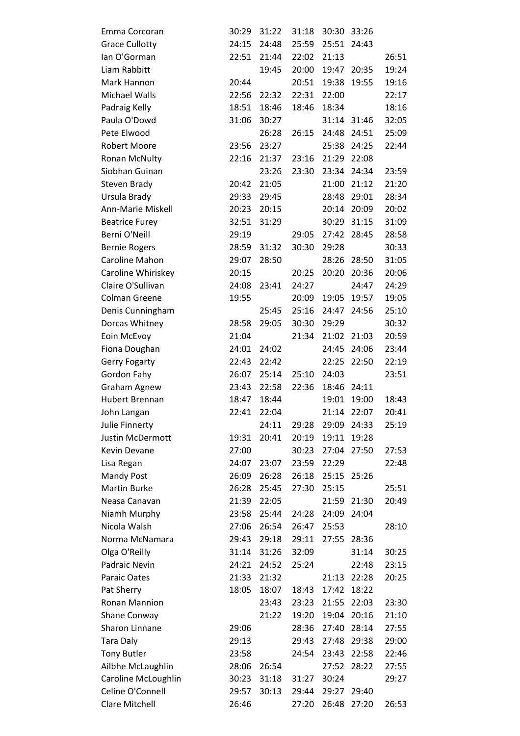| | | | | | | |
|---|---|---|---|---|---|---|
| Emma Corcoran | 30:29 | 31:22 | 31:18 | 30:30 | 33:26 | |
| Grace Cullotty | 24:15 | 24:48 | 25:59 | 25:51 | 24:43 | |
| Ian O'Gorman | 22:51 | 21:44 | 22:02 | 21:13 | | 26:51 |
| Liam Rabbitt | | 19:45 | 20:00 | 19:47 | 20:35 | 19:24 |
| Mark Hannon | 20:44 | | 20:51 | 19:38 | 19:55 | 19:16 |
| Michael Walls | 22:56 | 22:32 | 22:31 | 22:00 | | 22:17 |
| Padraig Kelly | 18:51 | 18:46 | 18:46 | 18:34 | | 18:16 |
| Paula O'Dowd | 31:06 | 30:27 | | 31:14 | 31:46 | 32:05 |
| Pete Elwood | | 26:28 | 26:15 | 24:48 | 24:51 | 25:09 |
| Robert Moore | 23:56 | 23:27 | | 25:38 | 24:25 | 22:44 |
| Ronan McNulty | 22:16 | 21:37 | 23:16 | 21:29 | 22:08 | |
| Siobhan Guinan | | 23:26 | 23:30 | 23:34 | 24:34 | 23:59 |
| Steven Brady | 20:42 | 21:05 | | 21:00 | 21:12 | 21:20 |
| Ursula Brady | 29:33 | 29:45 | | 28:48 | 29:01 | 28:34 |
| Ann-Marie Miskell | 20:23 | 20:15 | | 20:14 | 20:09 | 20:02 |
| Beatrice Furey | 32:51 | 31:29 | | 30:29 | 31:15 | 31:09 |
| Berni O'Neill | 29:19 | | 29:05 | 27:42 | 28:45 | 28:58 |
| Bernie Rogers | 28:59 | 31:32 | 30:30 | 29:28 | | 30:33 |
| Caroline Mahon | 29:07 | 28:50 | | 28:26 | 28:50 | 31:05 |
| Caroline Whiriskey | 20:15 | | 20:25 | 20:20 | 20:36 | 20:06 |
| Claire O'Sullivan | 24:08 | 23:41 | 24:27 | | 24:47 | 24:29 |
| Colman Greene | 19:55 | | 20:09 | 19:05 | 19:57 | 19:05 |
| Denis Cunningham | | 25:45 | 25:16 | 24:47 | 24:56 | 25:10 |
| Dorcas Whitney | 28:58 | 29:05 | 30:30 | 29:29 | | 30:32 |
| Eoin McEvoy | 21:04 | | 21:34 | 21:02 | 21:03 | 20:59 |
| Fiona Doughan | 24:01 | 24:02 | | 24:45 | 24:06 | 23:44 |
| Gerry Fogarty | 22:43 | 22:42 | | 22:25 | 22:50 | 22:19 |
| Gordon Fahy | 26:07 | 25:14 | 25:10 | 24:03 | | 23:51 |
| Graham Agnew | 23:43 | 22:58 | 22:36 | 18:46 | 24:11 | |
| Hubert Brennan | 18:47 | 18:44 | | 19:01 | 19:00 | 18:43 |
| John Langan | 22:41 | 22:04 | | 21:14 | 22:07 | 20:41 |
| Julie Finnerty | | 24:11 | 29:28 | 29:09 | 24:33 | 25:19 |
| Justin McDermott | 19:31 | 20:41 | 20:19 | 19:11 | 19:28 | |
| Kevin Devane | 27:00 | | 30:23 | 27:04 | 27:50 | 27:53 |
| Lisa Regan | 24:07 | 23:07 | 23:59 | 22:29 | | 22:48 |
| Mandy Post | 26:09 | 26:28 | 26:18 | 25:15 | 25:26 | |
| Martin Burke | 26:28 | 25:45 | 27:30 | 25:15 | | 25:51 |
| Neasa Canavan | 21:39 | 22:05 | | 21:59 | 21:30 | 20:49 |
| Niamh Murphy | 23:58 | 25:44 | 24:28 | 24:09 | 24:04 | |
| Nicola Walsh | 27:06 | 26:54 | 26:47 | 25:53 | | 28:10 |
| Norma McNamara | 29:43 | 29:18 | 29:11 | 27:55 | 28:36 | |
| Olga O'Reilly | 31:14 | 31:26 | 32:09 | | 31:14 | 30:25 |
| Padraic Nevin | 24:21 | 24:52 | 25:24 | | 22:48 | 23:15 |
| Paraic Oates | 21:33 | 21:32 | | 21:13 | 22:28 | 20:25 |
| Pat Sherry | 18:05 | 18:07 | 18:43 | 17:42 | 18:22 | |
| Ronan Mannion | | 23:43 | 23:23 | 21:55 | 22:03 | 23:30 |
| Shane Conway | | 21:22 | 19:20 | 19:04 | 20:16 | 21:10 |
| Sharon Linnane | 29:06 | | 28:36 | 27:40 | 28:14 | 27:55 |
| Tara Daly | 29:13 | | 29:43 | 27:48 | 29:38 | 29:00 |
| Tony Butler | 23:58 | | 24:54 | 23:43 | 22:58 | 22:46 |
| Ailbhe McLaughlin | 28:06 | 26:54 | | 27:52 | 28:22 | 27:55 |
| Caroline McLoughlin | 30:23 | 31:18 | 31:27 | 30:24 | | 29:27 |
| Celine O'Connell | 29:57 | 30:13 | 29:44 | 29:27 | 29:40 | |
| Clare Mitchell | 26:46 | | 27:20 | 26:48 | 27:20 | 26:53 |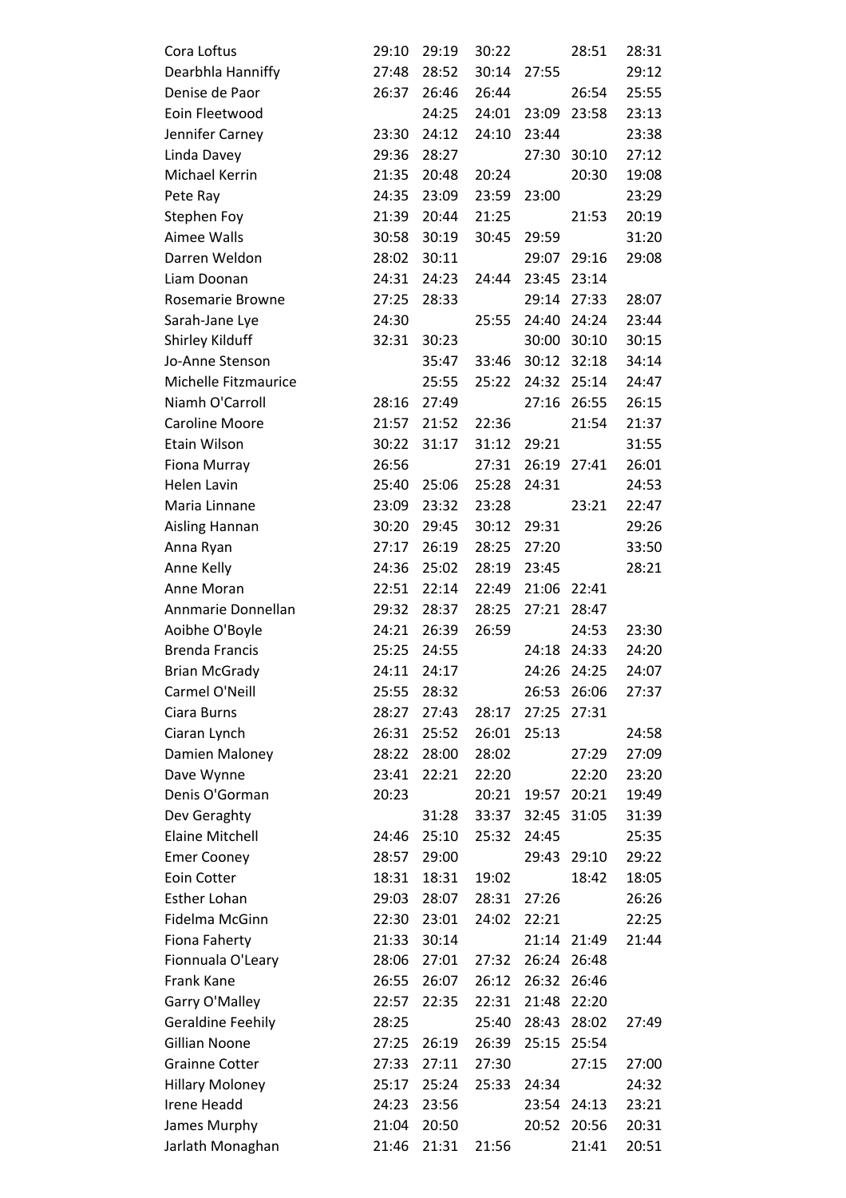| | | | | | | |
|---|---|---|---|---|---|---|
| Cora Loftus | 29:10 | 29:19 | 30:22 | | 28:51 | 28:31 |
| Dearbhla Hanniffy | 27:48 | 28:52 | 30:14 | 27:55 | | 29:12 |
| Denise de Paor | 26:37 | 26:46 | 26:44 | | 26:54 | 25:55 |
| Eoin Fleetwood | | 24:25 | 24:01 | 23:09 | 23:58 | 23:13 |
| Jennifer Carney | 23:30 | 24:12 | 24:10 | 23:44 | | 23:38 |
| Linda Davey | 29:36 | 28:27 | | 27:30 | 30:10 | 27:12 |
| Michael Kerrin | 21:35 | 20:48 | 20:24 | | 20:30 | 19:08 |
| Pete Ray | 24:35 | 23:09 | 23:59 | 23:00 | | 23:29 |
| Stephen Foy | 21:39 | 20:44 | 21:25 | | 21:53 | 20:19 |
| Aimee Walls | 30:58 | 30:19 | 30:45 | 29:59 | | 31:20 |
| Darren Weldon | 28:02 | 30:11 | | 29:07 | 29:16 | 29:08 |
| Liam Doonan | 24:31 | 24:23 | 24:44 | 23:45 | 23:14 | |
| Rosemarie Browne | 27:25 | 28:33 | | 29:14 | 27:33 | 28:07 |
| Sarah-Jane Lye | 24:30 | | 25:55 | 24:40 | 24:24 | 23:44 |
| Shirley Kilduff | 32:31 | 30:23 | | 30:00 | 30:10 | 30:15 |
| Jo-Anne Stenson | | 35:47 | 33:46 | 30:12 | 32:18 | 34:14 |
| Michelle Fitzmaurice | | 25:55 | 25:22 | 24:32 | 25:14 | 24:47 |
| Niamh O'Carroll | 28:16 | 27:49 | | 27:16 | 26:55 | 26:15 |
| Caroline Moore | 21:57 | 21:52 | 22:36 | | 21:54 | 21:37 |
| Etain Wilson | 30:22 | 31:17 | 31:12 | 29:21 | | 31:55 |
| Fiona Murray | 26:56 | | 27:31 | 26:19 | 27:41 | 26:01 |
| Helen Lavin | 25:40 | 25:06 | 25:28 | 24:31 | | 24:53 |
| Maria Linnane | 23:09 | 23:32 | 23:28 | | 23:21 | 22:47 |
| Aisling Hannan | 30:20 | 29:45 | 30:12 | 29:31 | | 29:26 |
| Anna Ryan | 27:17 | 26:19 | 28:25 | 27:20 | | 33:50 |
| Anne Kelly | 24:36 | 25:02 | 28:19 | 23:45 | | 28:21 |
| Anne Moran | 22:51 | 22:14 | 22:49 | 21:06 | 22:41 | |
| Annmarie Donnellan | 29:32 | 28:37 | 28:25 | 27:21 | 28:47 | |
| Aoibhe O'Boyle | 24:21 | 26:39 | 26:59 | | 24:53 | 23:30 |
| Brenda Francis | 25:25 | 24:55 | | 24:18 | 24:33 | 24:20 |
| Brian McGrady | 24:11 | 24:17 | | 24:26 | 24:25 | 24:07 |
| Carmel O'Neill | 25:55 | 28:32 | | 26:53 | 26:06 | 27:37 |
| Ciara Burns | 28:27 | 27:43 | 28:17 | 27:25 | 27:31 | |
| Ciaran Lynch | 26:31 | 25:52 | 26:01 | 25:13 | | 24:58 |
| Damien Maloney | 28:22 | 28:00 | 28:02 | | 27:29 | 27:09 |
| Dave Wynne | 23:41 | 22:21 | 22:20 | | 22:20 | 23:20 |
| Denis O'Gorman | 20:23 | | 20:21 | 19:57 | 20:21 | 19:49 |
| Dev Geraghty | | 31:28 | 33:37 | 32:45 | 31:05 | 31:39 |
| Elaine Mitchell | 24:46 | 25:10 | 25:32 | 24:45 | | 25:35 |
| Emer Cooney | 28:57 | 29:00 | | 29:43 | 29:10 | 29:22 |
| Eoin Cotter | 18:31 | 18:31 | 19:02 | | 18:42 | 18:05 |
| Esther Lohan | 29:03 | 28:07 | 28:31 | 27:26 | | 26:26 |
| Fidelma McGinn | 22:30 | 23:01 | 24:02 | 22:21 | | 22:25 |
| Fiona Faherty | 21:33 | 30:14 | | 21:14 | 21:49 | 21:44 |
| Fionnuala O'Leary | 28:06 | 27:01 | 27:32 | 26:24 | 26:48 | |
| Frank Kane | 26:55 | 26:07 | 26:12 | 26:32 | 26:46 | |
| Garry O'Malley | 22:57 | 22:35 | 22:31 | 21:48 | 22:20 | |
| Geraldine Feehily | 28:25 | | 25:40 | 28:43 | 28:02 | 27:49 |
| Gillian Noone | 27:25 | 26:19 | 26:39 | 25:15 | 25:54 | |
| Grainne Cotter | 27:33 | 27:11 | 27:30 | | 27:15 | 27:00 |
| Hillary Moloney | 25:17 | 25:24 | 25:33 | 24:34 | | 24:32 |
| Irene Headd | 24:23 | 23:56 | | 23:54 | 24:13 | 23:21 |
| James Murphy | 21:04 | 20:50 | | 20:52 | 20:56 | 20:31 |
| Jarlath Monaghan | 21:46 | 21:31 | 21:56 | | 21:41 | 20:51 |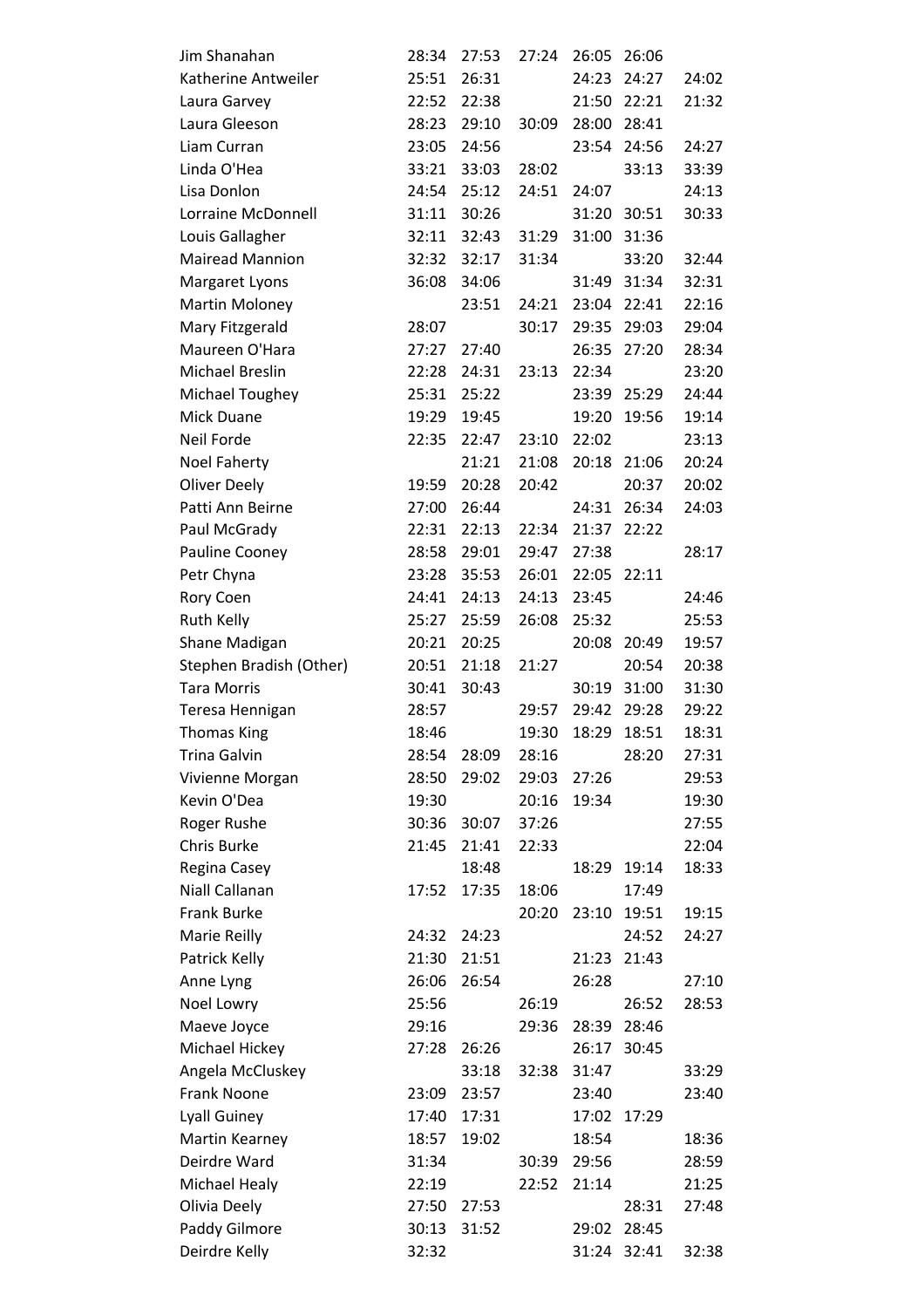| | | | | | | |
|---|---|---|---|---|---|---|
| Jim Shanahan | 28:34 | 27:53 | 27:24 | 26:05 | 26:06 | |
| Katherine Antweiler | 25:51 | 26:31 | | 24:23 | 24:27 | 24:02 |
| Laura Garvey | 22:52 | 22:38 | | 21:50 | 22:21 | 21:32 |
| Laura Gleeson | 28:23 | 29:10 | 30:09 | 28:00 | 28:41 | |
| Liam Curran | 23:05 | 24:56 | | 23:54 | 24:56 | 24:27 |
| Linda O'Hea | 33:21 | 33:03 | 28:02 | | 33:13 | 33:39 |
| Lisa Donlon | 24:54 | 25:12 | 24:51 | 24:07 | | 24:13 |
| Lorraine McDonnell | 31:11 | 30:26 | | 31:20 | 30:51 | 30:33 |
| Louis Gallagher | 32:11 | 32:43 | 31:29 | 31:00 | 31:36 | |
| Mairead Mannion | 32:32 | 32:17 | 31:34 | | 33:20 | 32:44 |
| Margaret Lyons | 36:08 | 34:06 | | 31:49 | 31:34 | 32:31 |
| Martin Moloney | | 23:51 | 24:21 | 23:04 | 22:41 | 22:16 |
| Mary Fitzgerald | 28:07 | | 30:17 | 29:35 | 29:03 | 29:04 |
| Maureen O'Hara | 27:27 | 27:40 | | 26:35 | 27:20 | 28:34 |
| Michael Breslin | 22:28 | 24:31 | 23:13 | 22:34 | | 23:20 |
| Michael Toughey | 25:31 | 25:22 | | 23:39 | 25:29 | 24:44 |
| Mick Duane | 19:29 | 19:45 | | 19:20 | 19:56 | 19:14 |
| Neil Forde | 22:35 | 22:47 | 23:10 | 22:02 | | 23:13 |
| Noel Faherty | | 21:21 | 21:08 | 20:18 | 21:06 | 20:24 |
| Oliver Deely | 19:59 | 20:28 | 20:42 | | 20:37 | 20:02 |
| Patti Ann Beirne | 27:00 | 26:44 | | 24:31 | 26:34 | 24:03 |
| Paul McGrady | 22:31 | 22:13 | 22:34 | 21:37 | 22:22 | |
| Pauline Cooney | 28:58 | 29:01 | 29:47 | 27:38 | | 28:17 |
| Petr Chyna | 23:28 | 35:53 | 26:01 | 22:05 | 22:11 | |
| Rory Coen | 24:41 | 24:13 | 24:13 | 23:45 | | 24:46 |
| Ruth Kelly | 25:27 | 25:59 | 26:08 | 25:32 | | 25:53 |
| Shane Madigan | 20:21 | 20:25 | | 20:08 | 20:49 | 19:57 |
| Stephen Bradish (Other) | 20:51 | 21:18 | 21:27 | | 20:54 | 20:38 |
| Tara Morris | 30:41 | 30:43 | | 30:19 | 31:00 | 31:30 |
| Teresa Hennigan | 28:57 | | 29:57 | 29:42 | 29:28 | 29:22 |
| Thomas King | 18:46 | | 19:30 | 18:29 | 18:51 | 18:31 |
| Trina Galvin | 28:54 | 28:09 | 28:16 | | 28:20 | 27:31 |
| Vivienne Morgan | 28:50 | 29:02 | 29:03 | 27:26 | | 29:53 |
| Kevin O'Dea | 19:30 | | 20:16 | 19:34 | | 19:30 |
| Roger Rushe | 30:36 | 30:07 | 37:26 | | | 27:55 |
| Chris Burke | 21:45 | 21:41 | 22:33 | | | 22:04 |
| Regina Casey | | 18:48 | | 18:29 | 19:14 | 18:33 |
| Niall Callanan | 17:52 | 17:35 | 18:06 | | 17:49 | |
| Frank Burke | | | 20:20 | 23:10 | 19:51 | 19:15 |
| Marie Reilly | 24:32 | 24:23 | | | 24:52 | 24:27 |
| Patrick Kelly | 21:30 | 21:51 | | 21:23 | 21:43 | |
| Anne Lyng | 26:06 | 26:54 | | 26:28 | | 27:10 |
| Noel Lowry | 25:56 | | 26:19 | | 26:52 | 28:53 |
| Maeve Joyce | 29:16 | | 29:36 | 28:39 | 28:46 | |
| Michael Hickey | 27:28 | 26:26 | | 26:17 | 30:45 | |
| Angela McCluskey | | 33:18 | 32:38 | 31:47 | | 33:29 |
| Frank Noone | 23:09 | 23:57 | | 23:40 | | 23:40 |
| Lyall Guiney | 17:40 | 17:31 | | 17:02 | 17:29 | |
| Martin Kearney | 18:57 | 19:02 | | 18:54 | | 18:36 |
| Deirdre Ward | 31:34 | | 30:39 | 29:56 | | 28:59 |
| Michael Healy | 22:19 | | 22:52 | 21:14 | | 21:25 |
| Olivia Deely | 27:50 | 27:53 | | | 28:31 | 27:48 |
| Paddy Gilmore | 30:13 | 31:52 | | 29:02 | 28:45 | |
| Deirdre Kelly | 32:32 | | | 31:24 | 32:41 | 32:38 |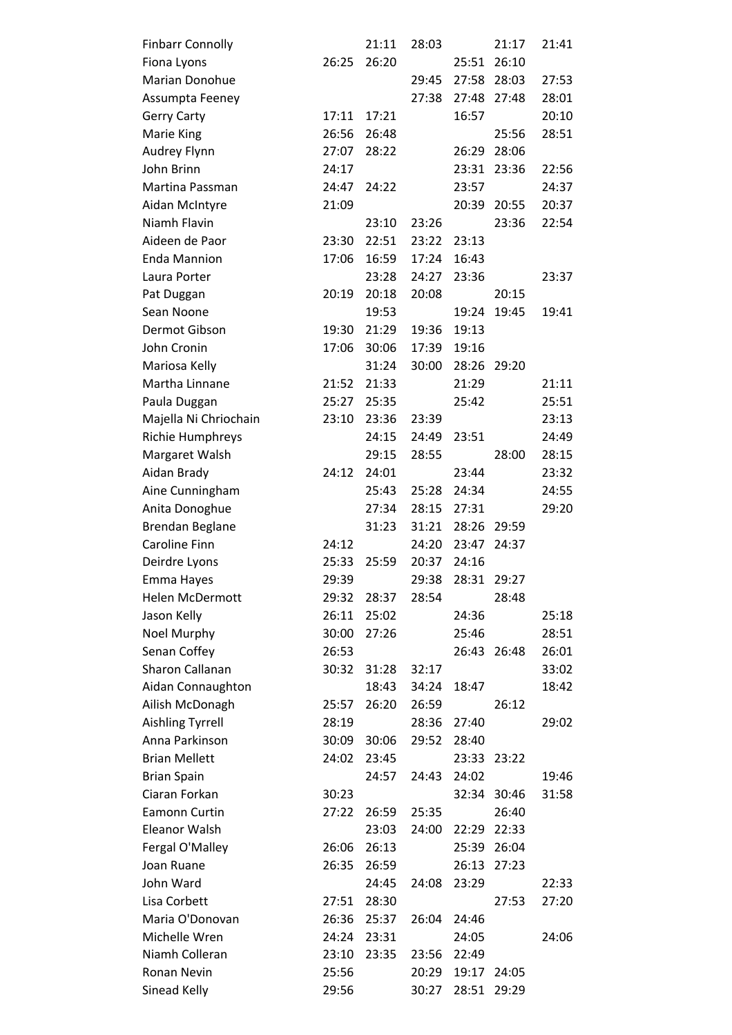| | | | | | | |
|---|---|---|---|---|---|---|
| Finbarr Connolly | | 21:11 | 28:03 | | 21:17 | 21:41 |
| Fiona Lyons | 26:25 | 26:20 | | 25:51 | 26:10 | |
| Marian Donohue | | | 29:45 | 27:58 | 28:03 | 27:53 |
| Assumpta Feeney | | | 27:38 | 27:48 | 27:48 | 28:01 |
| Gerry Carty | 17:11 | 17:21 | | 16:57 | | 20:10 |
| Marie King | 26:56 | 26:48 | | | 25:56 | 28:51 |
| Audrey Flynn | 27:07 | 28:22 | | 26:29 | 28:06 | |
| John Brinn | 24:17 | | | 23:31 | 23:36 | 22:56 |
| Martina Passman | 24:47 | 24:22 | | 23:57 | | 24:37 |
| Aidan McIntyre | 21:09 | | | 20:39 | 20:55 | 20:37 |
| Niamh Flavin | | 23:10 | 23:26 | | 23:36 | 22:54 |
| Aideen de Paor | 23:30 | 22:51 | 23:22 | 23:13 | | |
| Enda Mannion | 17:06 | 16:59 | 17:24 | 16:43 | | |
| Laura Porter | | 23:28 | 24:27 | 23:36 | | 23:37 |
| Pat Duggan | 20:19 | 20:18 | 20:08 | | 20:15 | |
| Sean Noone | | 19:53 | | 19:24 | 19:45 | 19:41 |
| Dermot Gibson | 19:30 | 21:29 | 19:36 | 19:13 | | |
| John Cronin | 17:06 | 30:06 | 17:39 | 19:16 | | |
| Mariosa Kelly | | 31:24 | 30:00 | 28:26 | 29:20 | |
| Martha Linnane | 21:52 | 21:33 | | 21:29 | | 21:11 |
| Paula Duggan | 25:27 | 25:35 | | 25:42 | | 25:51 |
| Majella Ni Chriochain | 23:10 | 23:36 | 23:39 | | | 23:13 |
| Richie Humphreys | | 24:15 | 24:49 | 23:51 | | 24:49 |
| Margaret Walsh | | 29:15 | 28:55 | | 28:00 | 28:15 |
| Aidan Brady | 24:12 | 24:01 | | 23:44 | | 23:32 |
| Aine Cunningham | | 25:43 | 25:28 | 24:34 | | 24:55 |
| Anita Donoghue | | 27:34 | 28:15 | 27:31 | | 29:20 |
| Brendan Beglane | | 31:23 | 31:21 | 28:26 | 29:59 | |
| Caroline Finn | 24:12 | | 24:20 | 23:47 | 24:37 | |
| Deirdre Lyons | 25:33 | 25:59 | 20:37 | 24:16 | | |
| Emma Hayes | 29:39 | | 29:38 | 28:31 | 29:27 | |
| Helen McDermott | 29:32 | 28:37 | 28:54 | | 28:48 | |
| Jason Kelly | 26:11 | 25:02 | | 24:36 | | 25:18 |
| Noel Murphy | 30:00 | 27:26 | | 25:46 | | 28:51 |
| Senan Coffey | 26:53 | | | 26:43 | 26:48 | 26:01 |
| Sharon Callanan | 30:32 | 31:28 | 32:17 | | | 33:02 |
| Aidan Connaughton | | 18:43 | 34:24 | 18:47 | | 18:42 |
| Ailish McDonagh | 25:57 | 26:20 | 26:59 | | 26:12 | |
| Aishling Tyrrell | 28:19 | | 28:36 | 27:40 | | 29:02 |
| Anna Parkinson | 30:09 | 30:06 | 29:52 | 28:40 | | |
| Brian Mellett | 24:02 | 23:45 | | 23:33 | 23:22 | |
| Brian Spain | | 24:57 | 24:43 | 24:02 | | 19:46 |
| Ciaran Forkan | 30:23 | | | 32:34 | 30:46 | 31:58 |
| Eamonn Curtin | 27:22 | 26:59 | 25:35 | | 26:40 | |
| Eleanor Walsh | | 23:03 | 24:00 | 22:29 | 22:33 | |
| Fergal O'Malley | 26:06 | 26:13 | | 25:39 | 26:04 | |
| Joan Ruane | 26:35 | 26:59 | | 26:13 | 27:23 | |
| John Ward | | 24:45 | 24:08 | 23:29 | | 22:33 |
| Lisa Corbett | 27:51 | 28:30 | | | 27:53 | 27:20 |
| Maria O'Donovan | 26:36 | 25:37 | 26:04 | 24:46 | | |
| Michelle Wren | 24:24 | 23:31 | | 24:05 | | 24:06 |
| Niamh Colleran | 23:10 | 23:35 | 23:56 | 22:49 | | |
| Ronan Nevin | 25:56 | | 20:29 | 19:17 | 24:05 | |
| Sinead Kelly | 29:56 | | 30:27 | 28:51 | 29:29 | |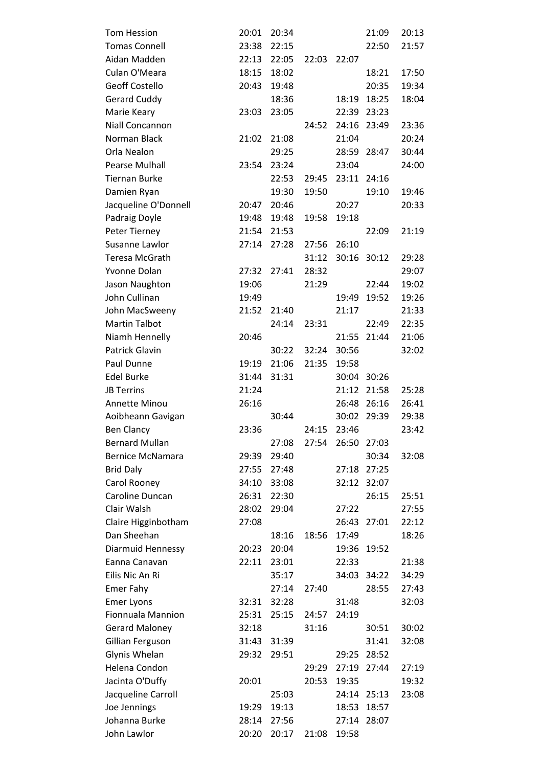| | | | | | | |
|---|---|---|---|---|---|---|
| Tom Hession | 20:01 | 20:34 | | | 21:09 | 20:13 |
| Tomas Connell | 23:38 | 22:15 | | | 22:50 | 21:57 |
| Aidan Madden | 22:13 | 22:05 | 22:03 | 22:07 | | |
| Culan O'Meara | 18:15 | 18:02 | | | 18:21 | 17:50 |
| Geoff Costello | 20:43 | 19:48 | | | 20:35 | 19:34 |
| Gerard Cuddy | | 18:36 | | 18:19 | 18:25 | 18:04 |
| Marie Keary | 23:03 | 23:05 | | 22:39 | 23:23 | |
| Niall Concannon | | | 24:52 | 24:16 | 23:49 | 23:36 |
| Norman Black | 21:02 | 21:08 | | 21:04 | | 20:24 |
| Orla Nealon | | 29:25 | | 28:59 | 28:47 | 30:44 |
| Pearse Mulhall | 23:54 | 23:24 | | 23:04 | | 24:00 |
| Tiernan Burke | | 22:53 | 29:45 | 23:11 | 24:16 | |
| Damien Ryan | | 19:30 | 19:50 | | 19:10 | 19:46 |
| Jacqueline O'Donnell | 20:47 | 20:46 | | 20:27 | | 20:33 |
| Padraig Doyle | 19:48 | 19:48 | 19:58 | 19:18 | | |
| Peter Tierney | 21:54 | 21:53 | | | 22:09 | 21:19 |
| Susanne Lawlor | 27:14 | 27:28 | 27:56 | 26:10 | | |
| Teresa McGrath | | | 31:12 | 30:16 | 30:12 | 29:28 |
| Yvonne Dolan | 27:32 | 27:41 | 28:32 | | | 29:07 |
| Jason Naughton | 19:06 | | 21:29 | | 22:44 | 19:02 |
| John Cullinan | 19:49 | | | 19:49 | 19:52 | 19:26 |
| John MacSweeny | 21:52 | 21:40 | | 21:17 | | 21:33 |
| Martin Talbot | | 24:14 | 23:31 | | 22:49 | 22:35 |
| Niamh Hennelly | 20:46 | | | 21:55 | 21:44 | 21:06 |
| Patrick Glavin | | 30:22 | 32:24 | 30:56 | | 32:02 |
| Paul Dunne | 19:19 | 21:06 | 21:35 | 19:58 | | |
| Edel Burke | 31:44 | 31:31 | | 30:04 | 30:26 | |
| JB Terrins | 21:24 | | | 21:12 | 21:58 | 25:28 |
| Annette Minou | 26:16 | | | 26:48 | 26:16 | 26:41 |
| Aoibheann Gavigan | | 30:44 | | 30:02 | 29:39 | 29:38 |
| Ben Clancy | 23:36 | | 24:15 | 23:46 | | 23:42 |
| Bernard Mullan | | 27:08 | 27:54 | 26:50 | 27:03 | |
| Bernice McNamara | 29:39 | 29:40 | | | 30:34 | 32:08 |
| Brid Daly | 27:55 | 27:48 | | 27:18 | 27:25 | |
| Carol Rooney | 34:10 | 33:08 | | 32:12 | 32:07 | |
| Caroline Duncan | 26:31 | 22:30 | | | 26:15 | 25:51 |
| Clair Walsh | 28:02 | 29:04 | | 27:22 | | 27:55 |
| Claire Higginbotham | 27:08 | | | 26:43 | 27:01 | 22:12 |
| Dan Sheehan | | 18:16 | 18:56 | 17:49 | | 18:26 |
| Diarmuid Hennessy | 20:23 | 20:04 | | 19:36 | 19:52 | |
| Eanna Canavan | 22:11 | 23:01 | | 22:33 | | 21:38 |
| Eilis Nic An Ri | | 35:17 | | 34:03 | 34:22 | 34:29 |
| Emer Fahy | | 27:14 | 27:40 | | 28:55 | 27:43 |
| Emer Lyons | 32:31 | 32:28 | | 31:48 | | 32:03 |
| Fionnuala Mannion | 25:31 | 25:15 | 24:57 | 24:19 | | |
| Gerard Maloney | 32:18 | | 31:16 | | 30:51 | 30:02 |
| Gillian Ferguson | 31:43 | 31:39 | | | 31:41 | 32:08 |
| Glynis Whelan | 29:32 | 29:51 | | 29:25 | 28:52 | |
| Helena Condon | | | 29:29 | 27:19 | 27:44 | 27:19 |
| Jacinta O'Duffy | 20:01 | | 20:53 | 19:35 | | 19:32 |
| Jacqueline Carroll | | 25:03 | | 24:14 | 25:13 | 23:08 |
| Joe Jennings | 19:29 | 19:13 | | 18:53 | 18:57 | |
| Johanna Burke | 28:14 | 27:56 | | 27:14 | 28:07 | |
| John Lawlor | 20:20 | 20:17 | 21:08 | 19:58 | | |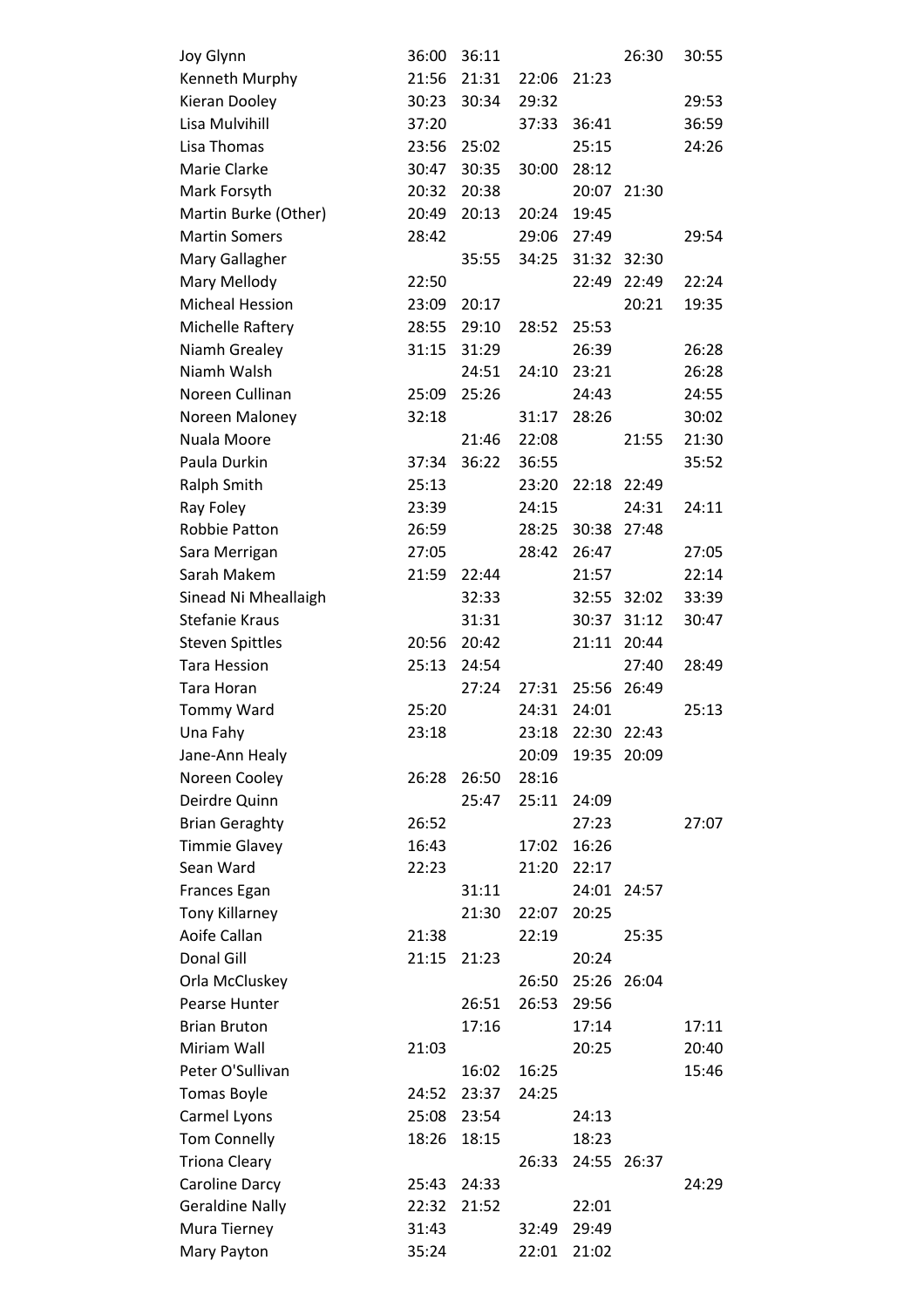| | | | | | | |
|---|---|---|---|---|---|---|
| Joy Glynn | 36:00 | 36:11 | | | 26:30 | 30:55 |
| Kenneth Murphy | 21:56 | 21:31 | 22:06 | 21:23 | | |
| Kieran Dooley | 30:23 | 30:34 | 29:32 | | | 29:53 |
| Lisa Mulvihill | 37:20 | | 37:33 | 36:41 | | 36:59 |
| Lisa Thomas | 23:56 | 25:02 | | 25:15 | | 24:26 |
| Marie Clarke | 30:47 | 30:35 | 30:00 | 28:12 | | |
| Mark Forsyth | 20:32 | 20:38 | | 20:07 | 21:30 | |
| Martin Burke (Other) | 20:49 | 20:13 | 20:24 | 19:45 | | |
| Martin Somers | 28:42 | | 29:06 | 27:49 | | 29:54 |
| Mary Gallagher | | 35:55 | 34:25 | 31:32 | 32:30 | |
| Mary Mellody | 22:50 | | | 22:49 | 22:49 | 22:24 |
| Micheal Hession | 23:09 | 20:17 | | | 20:21 | 19:35 |
| Michelle Raftery | 28:55 | 29:10 | 28:52 | 25:53 | | |
| Niamh Grealey | 31:15 | 31:29 | | 26:39 | | 26:28 |
| Niamh Walsh | | 24:51 | 24:10 | 23:21 | | 26:28 |
| Noreen Cullinan | 25:09 | 25:26 | | 24:43 | | 24:55 |
| Noreen Maloney | 32:18 | | 31:17 | 28:26 | | 30:02 |
| Nuala Moore | | 21:46 | 22:08 | | 21:55 | 21:30 |
| Paula Durkin | 37:34 | 36:22 | 36:55 | | | 35:52 |
| Ralph Smith | 25:13 | | 23:20 | 22:18 | 22:49 | |
| Ray Foley | 23:39 | | 24:15 | | 24:31 | 24:11 |
| Robbie Patton | 26:59 | | 28:25 | 30:38 | 27:48 | |
| Sara Merrigan | 27:05 | | 28:42 | 26:47 | | 27:05 |
| Sarah Makem | 21:59 | 22:44 | | 21:57 | | 22:14 |
| Sinead Ni Mheallaigh | | 32:33 | | 32:55 | 32:02 | 33:39 |
| Stefanie Kraus | | 31:31 | | 30:37 | 31:12 | 30:47 |
| Steven Spittles | 20:56 | 20:42 | | 21:11 | 20:44 | |
| Tara Hession | 25:13 | 24:54 | | | 27:40 | 28:49 |
| Tara Horan | | 27:24 | 27:31 | 25:56 | 26:49 | |
| Tommy Ward | 25:20 | | 24:31 | 24:01 | | 25:13 |
| Una Fahy | 23:18 | | 23:18 | 22:30 | 22:43 | |
| Jane-Ann Healy | | | 20:09 | 19:35 | 20:09 | |
| Noreen Cooley | 26:28 | 26:50 | 28:16 | | | |
| Deirdre Quinn | | 25:47 | 25:11 | 24:09 | | |
| Brian Geraghty | 26:52 | | | 27:23 | | 27:07 |
| Timmie Glavey | 16:43 | | 17:02 | 16:26 | | |
| Sean Ward | 22:23 | | 21:20 | 22:17 | | |
| Frances Egan | | 31:11 | | 24:01 | 24:57 | |
| Tony Killarney | | 21:30 | 22:07 | 20:25 | | |
| Aoife Callan | 21:38 | | 22:19 | | 25:35 | |
| Donal Gill | 21:15 | 21:23 | | 20:24 | | |
| Orla McCluskey | | | 26:50 | 25:26 | 26:04 | |
| Pearse Hunter | | 26:51 | 26:53 | 29:56 | | |
| Brian Bruton | | 17:16 | | 17:14 | | 17:11 |
| Miriam Wall | 21:03 | | | 20:25 | | 20:40 |
| Peter O'Sullivan | | 16:02 | 16:25 | | | 15:46 |
| Tomas Boyle | 24:52 | 23:37 | 24:25 | | | |
| Carmel Lyons | 25:08 | 23:54 | | 24:13 | | |
| Tom Connelly | 18:26 | 18:15 | | 18:23 | | |
| Triona Cleary | | | 26:33 | 24:55 | 26:37 | |
| Caroline Darcy | 25:43 | 24:33 | | | | 24:29 |
| Geraldine Nally | 22:32 | 21:52 | | 22:01 | | |
| Mura Tierney | 31:43 | | 32:49 | 29:49 | | |
| Mary Payton | 35:24 | | 22:01 | 21:02 | | |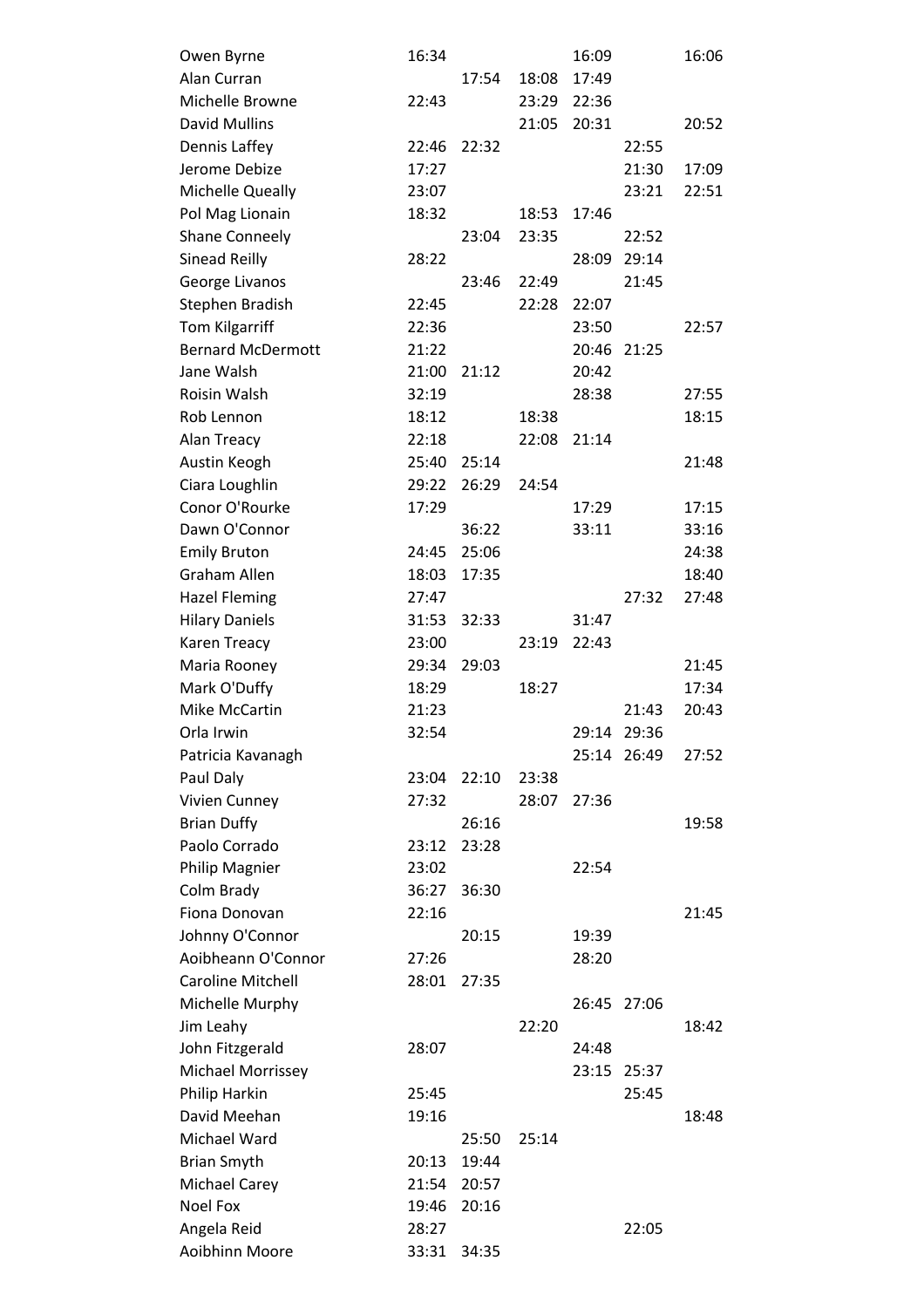| | | | | | | |
|---|---|---|---|---|---|---|
| Owen Byrne | 16:34 | | | 16:09 | | 16:06 |
| Alan Curran | | 17:54 | 18:08 | 17:49 | | |
| Michelle Browne | 22:43 | | 23:29 | 22:36 | | |
| David Mullins | | | 21:05 | 20:31 | | 20:52 |
| Dennis Laffey | 22:46 | 22:32 | | | 22:55 | |
| Jerome Debize | 17:27 | | | | 21:30 | 17:09 |
| Michelle Queally | 23:07 | | | | 23:21 | 22:51 |
| Pol Mag Lionain | 18:32 | | 18:53 | 17:46 | | |
| Shane Conneely | | 23:04 | 23:35 | | 22:52 | |
| Sinead Reilly | 28:22 | | | 28:09 | 29:14 | |
| George Livanos | | 23:46 | 22:49 | | 21:45 | |
| Stephen Bradish | 22:45 | | 22:28 | 22:07 | | |
| Tom Kilgarriff | 22:36 | | | 23:50 | | 22:57 |
| Bernard McDermott | 21:22 | | | 20:46 | 21:25 | |
| Jane Walsh | 21:00 | 21:12 | | 20:42 | | |
| Roisin Walsh | 32:19 | | | 28:38 | | 27:55 |
| Rob Lennon | 18:12 | | 18:38 | | | 18:15 |
| Alan Treacy | 22:18 | | 22:08 | 21:14 | | |
| Austin Keogh | 25:40 | 25:14 | | | | 21:48 |
| Ciara Loughlin | 29:22 | 26:29 | 24:54 | | | |
| Conor O'Rourke | 17:29 | | | 17:29 | | 17:15 |
| Dawn O'Connor | | 36:22 | | 33:11 | | 33:16 |
| Emily Bruton | 24:45 | 25:06 | | | | 24:38 |
| Graham Allen | 18:03 | 17:35 | | | | 18:40 |
| Hazel Fleming | 27:47 | | | | 27:32 | 27:48 |
| Hilary Daniels | 31:53 | 32:33 | | 31:47 | | |
| Karen Treacy | 23:00 | | 23:19 | 22:43 | | |
| Maria Rooney | 29:34 | 29:03 | | | | 21:45 |
| Mark O'Duffy | 18:29 | | 18:27 | | | 17:34 |
| Mike McCartin | 21:23 | | | | 21:43 | 20:43 |
| Orla Irwin | 32:54 | | | 29:14 | 29:36 | |
| Patricia Kavanagh | | | | 25:14 | 26:49 | 27:52 |
| Paul Daly | 23:04 | 22:10 | 23:38 | | | |
| Vivien Cunney | 27:32 | | 28:07 | 27:36 | | |
| Brian Duffy | | 26:16 | | | | 19:58 |
| Paolo Corrado | 23:12 | 23:28 | | | | |
| Philip Magnier | 23:02 | | | 22:54 | | |
| Colm Brady | 36:27 | 36:30 | | | | |
| Fiona Donovan | 22:16 | | | | | 21:45 |
| Johnny O'Connor | | 20:15 | | 19:39 | | |
| Aoibheann O'Connor | 27:26 | | | 28:20 | | |
| Caroline Mitchell | 28:01 | 27:35 | | | | |
| Michelle Murphy | | | | 26:45 | 27:06 | |
| Jim Leahy | | | 22:20 | | | 18:42 |
| John Fitzgerald | 28:07 | | | 24:48 | | |
| Michael Morrissey | | | | 23:15 | 25:37 | |
| Philip Harkin | 25:45 | | | | 25:45 | |
| David Meehan | 19:16 | | | | | 18:48 |
| Michael Ward | | 25:50 | 25:14 | | | |
| Brian Smyth | 20:13 | 19:44 | | | | |
| Michael Carey | 21:54 | 20:57 | | | | |
| Noel Fox | 19:46 | 20:16 | | | | |
| Angela Reid | 28:27 | | | | 22:05 | |
| Aoibhinn Moore | 33:31 | 34:35 | | | | |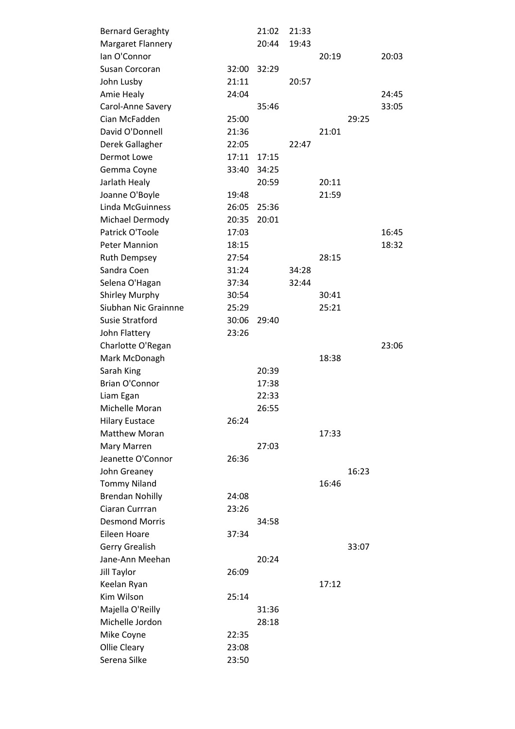| | | | | | | |
|---|---|---|---|---|---|---|
| Bernard Geraghty | | 21:02 | 21:33 | | | |
| Margaret Flannery | | 20:44 | 19:43 | | | |
| Ian O'Connor | | | | 20:19 | | 20:03 |
| Susan Corcoran | 32:00 | 32:29 | | | | |
| John Lusby | 21:11 | | 20:57 | | | |
| Amie Healy | 24:04 | | | | | 24:45 |
| Carol-Anne Savery | | 35:46 | | | | 33:05 |
| Cian McFadden | 25:00 | | | | 29:25 | |
| David O'Donnell | 21:36 | | | 21:01 | | |
| Derek Gallagher | 22:05 | | 22:47 | | | |
| Dermot Lowe | 17:11 | 17:15 | | | | |
| Gemma Coyne | 33:40 | 34:25 | | | | |
| Jarlath Healy | | 20:59 | | 20:11 | | |
| Joanne O'Boyle | 19:48 | | | 21:59 | | |
| Linda McGuinness | 26:05 | 25:36 | | | | |
| Michael Dermody | 20:35 | 20:01 | | | | |
| Patrick O'Toole | 17:03 | | | | | 16:45 |
| Peter Mannion | 18:15 | | | | | 18:32 |
| Ruth Dempsey | 27:54 | | | 28:15 | | |
| Sandra Coen | 31:24 | | 34:28 | | | |
| Selena O'Hagan | 37:34 | | 32:44 | | | |
| Shirley Murphy | 30:54 | | | 30:41 | | |
| Siubhan Nic Grainnne | 25:29 | | | 25:21 | | |
| Susie Stratford | 30:06 | 29:40 | | | | |
| John Flattery | 23:26 | | | | | |
| Charlotte O'Regan | | | | | | 23:06 |
| Mark McDonagh | | | | 18:38 | | |
| Sarah King | | 20:39 | | | | |
| Brian O'Connor | | 17:38 | | | | |
| Liam Egan | | 22:33 | | | | |
| Michelle Moran | | 26:55 | | | | |
| Hilary Eustace | 26:24 | | | | | |
| Matthew Moran | | | | 17:33 | | |
| Mary Marren | | 27:03 | | | | |
| Jeanette O'Connor | 26:36 | | | | | |
| John Greaney | | | | | 16:23 | |
| Tommy Niland | | | | 16:46 | | |
| Brendan Nohilly | 24:08 | | | | | |
| Ciaran Currran | 23:26 | | | | | |
| Desmond Morris | | 34:58 | | | | |
| Eileen Hoare | 37:34 | | | | | |
| Gerry Grealish | | | | | 33:07 | |
| Jane-Ann Meehan | | 20:24 | | | | |
| Jill Taylor | 26:09 | | | | | |
| Keelan Ryan | | | | 17:12 | | |
| Kim Wilson | 25:14 | | | | | |
| Majella O'Reilly | | 31:36 | | | | |
| Michelle Jordon | | 28:18 | | | | |
| Mike Coyne | 22:35 | | | | | |
| Ollie Cleary | 23:08 | | | | | |
| Serena Silke | 23:50 | | | | | |